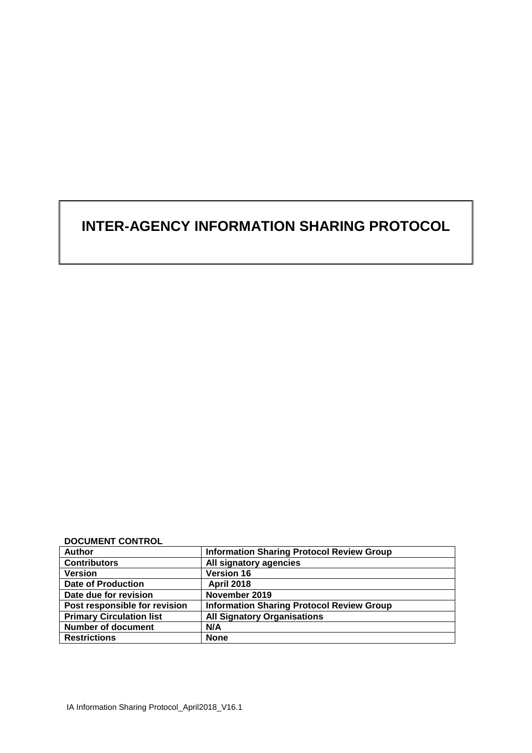# INTER-AGENCY INFORMATION SHARING PROTOCOL

**DOCUMENT CONTROL**

| **Author** | **Information Sharing Protocol Review Group** |
| --- | --- |
| **Contributors** | **All signatory agencies** |
| **Version** | **Version 16** |
| **Date of Production** | **April 2018** |
| **Date due for revision** | **November 2019** |
| **Post responsible for revision** | **Information Sharing Protocol Review Group** |
| **Primary Circulation list** | **All Signatory Organisations** |
| **Number of document** | **N/A** |
| **Restrictions** | **None** |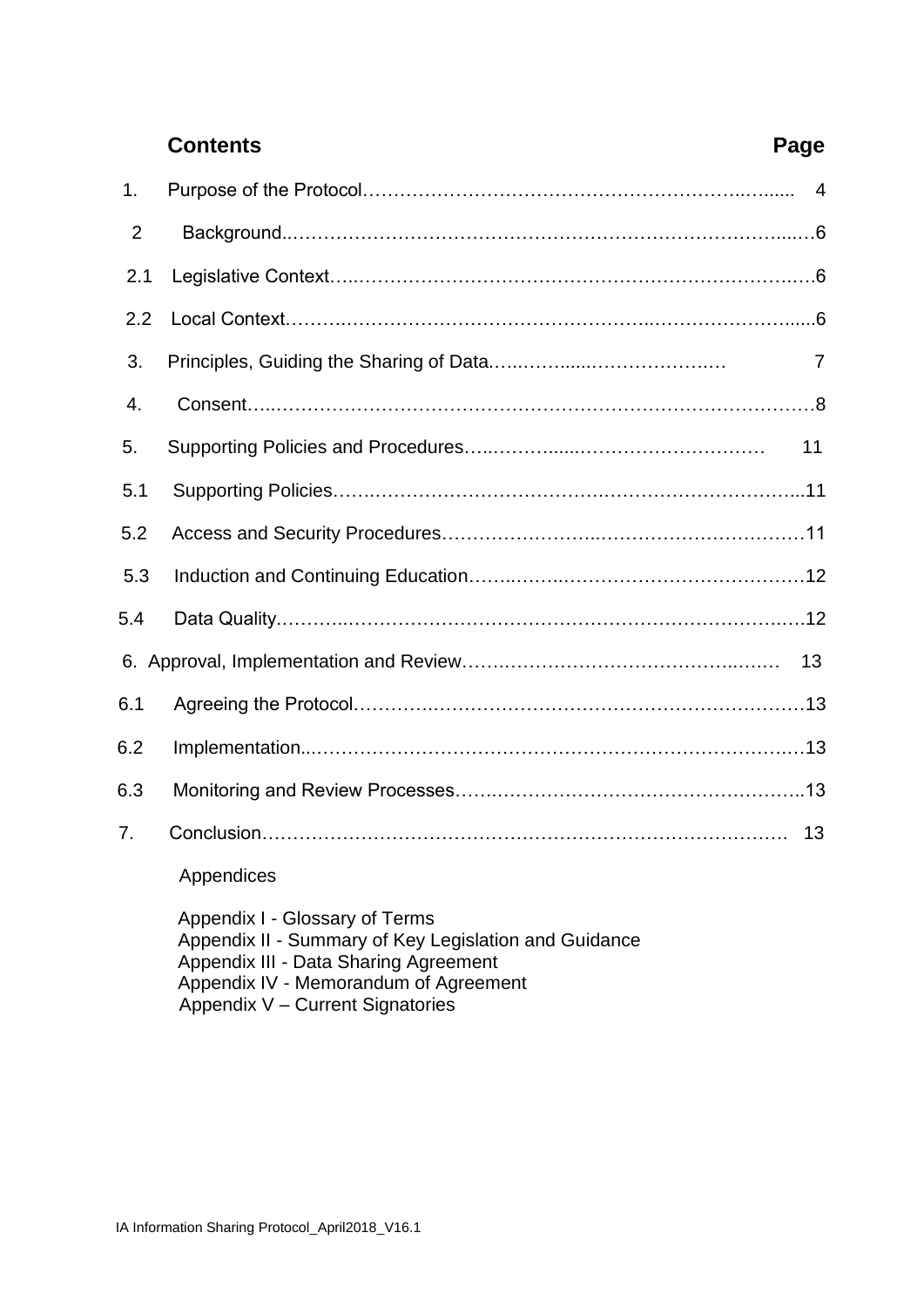## Contents

| | Contents | Page |
|---|---|---|
| 1. | Purpose of the Protocol | 4 |
| 2 | Background | 6 |
| 2.1 | Legislative Context | 6 |
| 2.2 | Local Context | 6 |
| 3. | Principles, Guiding the Sharing of Data | 7 |
| 4. | Consent | 8 |
| 5. | Supporting Policies and Procedures | 11 |
| 5.1 | Supporting Policies | 11 |
| 5.2 | Access and Security Procedures | 11 |
| 5.3 | Induction and Continuing Education | 12 |
| 5.4 | Data Quality | 12 |
| 6. | Approval, Implementation and Review | 13 |
| 6.1 | Agreeing the Protocol | 13 |
| 6.2 | Implementation | 13 |
| 6.3 | Monitoring and Review Processes | 13 |
| 7. | Conclusion | 13 |

Appendices

Appendix I - Glossary of Terms
Appendix II - Summary of Key Legislation and Guidance
Appendix III - Data Sharing Agreement
Appendix IV - Memorandum of Agreement
Appendix V – Current Signatories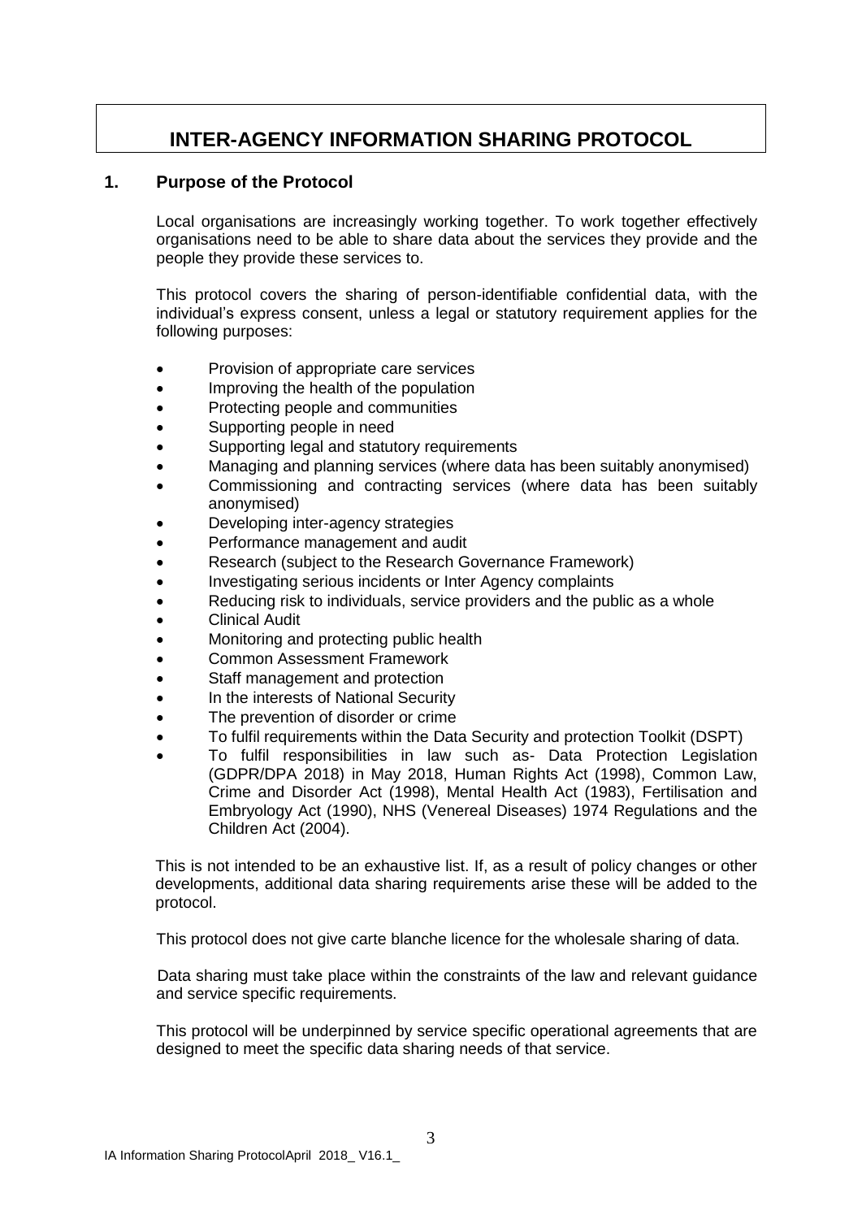# INTER-AGENCY INFORMATION SHARING PROTOCOL

## 1. Purpose of the Protocol

Local organisations are increasingly working together. To work together effectively organisations need to be able to share data about the services they provide and the people they provide these services to.

This protocol covers the sharing of person-identifiable confidential data, with the individual's express consent, unless a legal or statutory requirement applies for the following purposes:

- Provision of appropriate care services
- Improving the health of the population
- Protecting people and communities
- Supporting people in need
- Supporting legal and statutory requirements
- Managing and planning services (where data has been suitably anonymised)
- Commissioning and contracting services (where data has been suitably anonymised)
- Developing inter-agency strategies
- Performance management and audit
- Research (subject to the Research Governance Framework)
- Investigating serious incidents or Inter Agency complaints
- Reducing risk to individuals, service providers and the public as a whole
- Clinical Audit
- Monitoring and protecting public health
- Common Assessment Framework
- Staff management and protection
- In the interests of National Security
- The prevention of disorder or crime
- To fulfil requirements within the Data Security and protection Toolkit (DSPT)
- To fulfil responsibilities in law such as- Data Protection Legislation (GDPR/DPA 2018) in May 2018, Human Rights Act (1998), Common Law, Crime and Disorder Act (1998), Mental Health Act (1983), Fertilisation and Embryology Act (1990), NHS (Venereal Diseases) 1974 Regulations and the Children Act (2004).

This is not intended to be an exhaustive list. If, as a result of policy changes or other developments, additional data sharing requirements arise these will be added to the protocol.

This protocol does not give carte blanche licence for the wholesale sharing of data.

Data sharing must take place within the constraints of the law and relevant guidance and service specific requirements.

This protocol will be underpinned by service specific operational agreements that are designed to meet the specific data sharing needs of that service.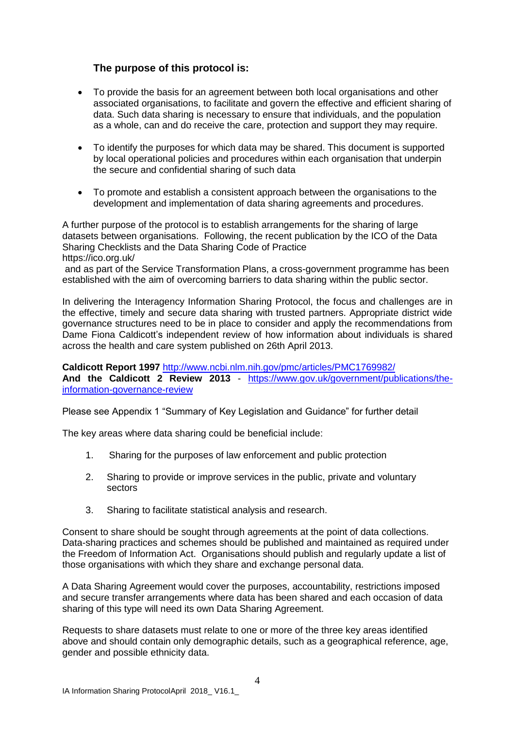## The purpose of this protocol is:

- To provide the basis for an agreement between both local organisations and other associated organisations, to facilitate and govern the effective and efficient sharing of data. Such data sharing is necessary to ensure that individuals, and the population as a whole, can and do receive the care, protection and support they may require.
- To identify the purposes for which data may be shared. This document is supported by local operational policies and procedures within each organisation that underpin the secure and confidential sharing of such data
- To promote and establish a consistent approach between the organisations to the development and implementation of data sharing agreements and procedures.

A further purpose of the protocol is to establish arrangements for the sharing of large datasets between organisations. Following, the recent publication by the ICO of the Data Sharing Checklists and the Data Sharing Code of Practice
https://ico.org.uk/
and as part of the Service Transformation Plans, a cross-government programme has been established with the aim of overcoming barriers to data sharing within the public sector.

In delivering the Interagency Information Sharing Protocol, the focus and challenges are in the effective, timely and secure data sharing with trusted partners. Appropriate district wide governance structures need to be in place to consider and apply the recommendations from Dame Fiona Caldicott's independent review of how information about individuals is shared across the health and care system published on 26th April 2013.

**Caldicott Report 1997** [http://www.ncbi.nlm.nih.gov/pmc/articles/PMC1769982/](http://www.ncbi.nlm.nih.gov/pmc/articles/PMC1769982/)
**And the Caldicott 2 Review 2013** - [https://www.gov.uk/government/publications/the-information-governance-review](https://www.gov.uk/government/publications/the-information-governance-review)

Please see Appendix 1 "Summary of Key Legislation and Guidance" for further detail

The key areas where data sharing could be beneficial include:

1. Sharing for the purposes of law enforcement and public protection
2. Sharing to provide or improve services in the public, private and voluntary sectors
3. Sharing to facilitate statistical analysis and research.

Consent to share should be sought through agreements at the point of data collections. Data-sharing practices and schemes should be published and maintained as required under the Freedom of Information Act. Organisations should publish and regularly update a list of those organisations with which they share and exchange personal data.

A Data Sharing Agreement would cover the purposes, accountability, restrictions imposed and secure transfer arrangements where data has been shared and each occasion of data sharing of this type will need its own Data Sharing Agreement.

Requests to share datasets must relate to one or more of the three key areas identified above and should contain only demographic details, such as a geographical reference, age, gender and possible ethnicity data.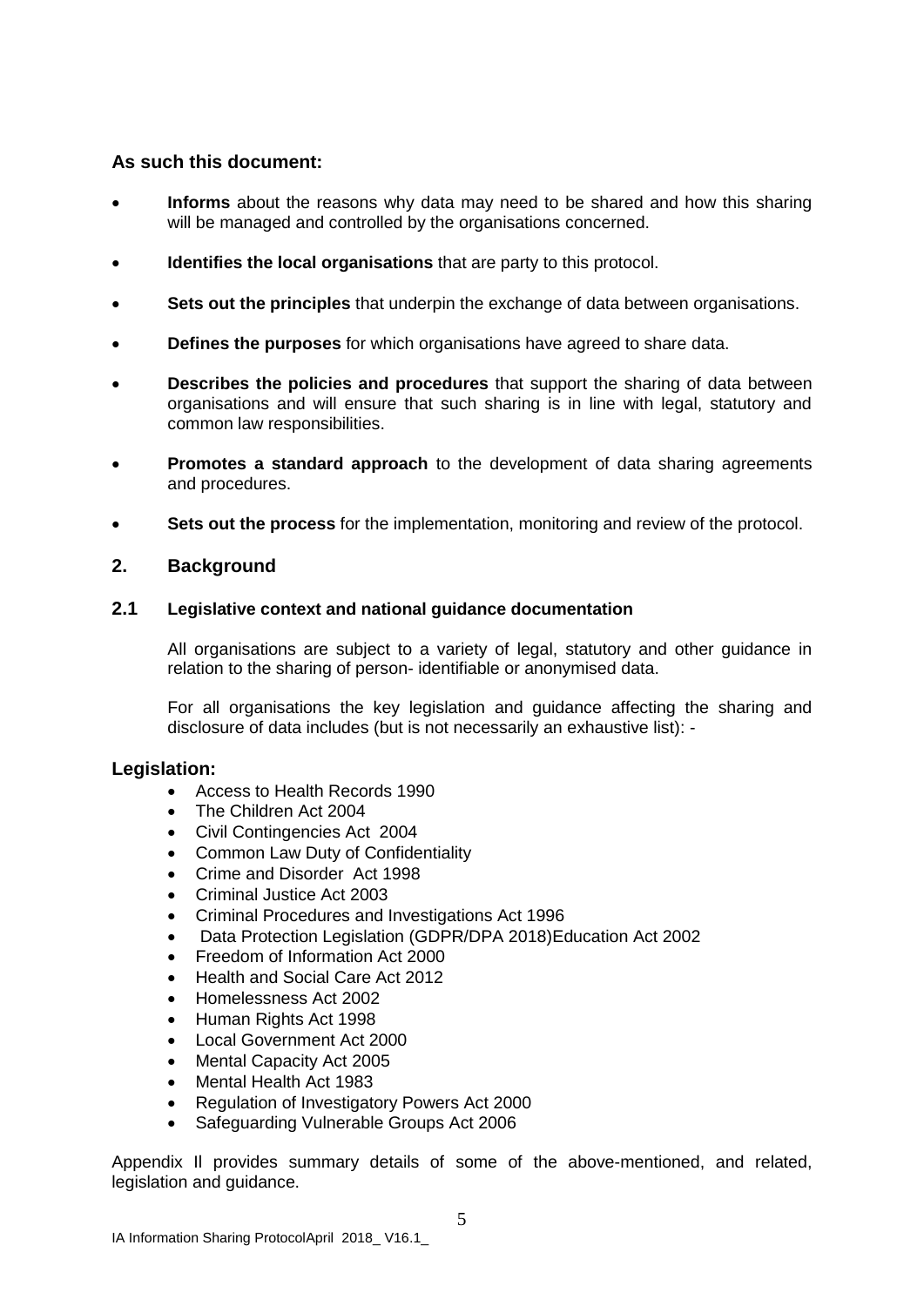### As such this document:

- **Informs** about the reasons why data may need to be shared and how this sharing will be managed and controlled by the organisations concerned.
- **Identifies the local organisations** that are party to this protocol.
- **Sets out the principles** that underpin the exchange of data between organisations.
- **Defines the purposes** for which organisations have agreed to share data.
- **Describes the policies and procedures** that support the sharing of data between organisations and will ensure that such sharing is in line with legal, statutory and common law responsibilities.
- **Promotes a standard approach** to the development of data sharing agreements and procedures.
- **Sets out the process** for the implementation, monitoring and review of the protocol.

## 2. Background

### 2.1 Legislative context and national guidance documentation

All organisations are subject to a variety of legal, statutory and other guidance in relation to the sharing of person- identifiable or anonymised data.

For all organisations the key legislation and guidance affecting the sharing and disclosure of data includes (but is not necessarily an exhaustive list): -

### Legislation:

- Access to Health Records 1990
- The Children Act 2004
- Civil Contingencies Act 2004
- Common Law Duty of Confidentiality
- Crime and Disorder Act 1998
- Criminal Justice Act 2003
- Criminal Procedures and Investigations Act 1996
- Data Protection Legislation (GDPR/DPA 2018)Education Act 2002
- Freedom of Information Act 2000
- Health and Social Care Act 2012
- Homelessness Act 2002
- Human Rights Act 1998
- Local Government Act 2000
- Mental Capacity Act 2005
- Mental Health Act 1983
- Regulation of Investigatory Powers Act 2000
- Safeguarding Vulnerable Groups Act 2006

Appendix II provides summary details of some of the above-mentioned, and related, legislation and guidance.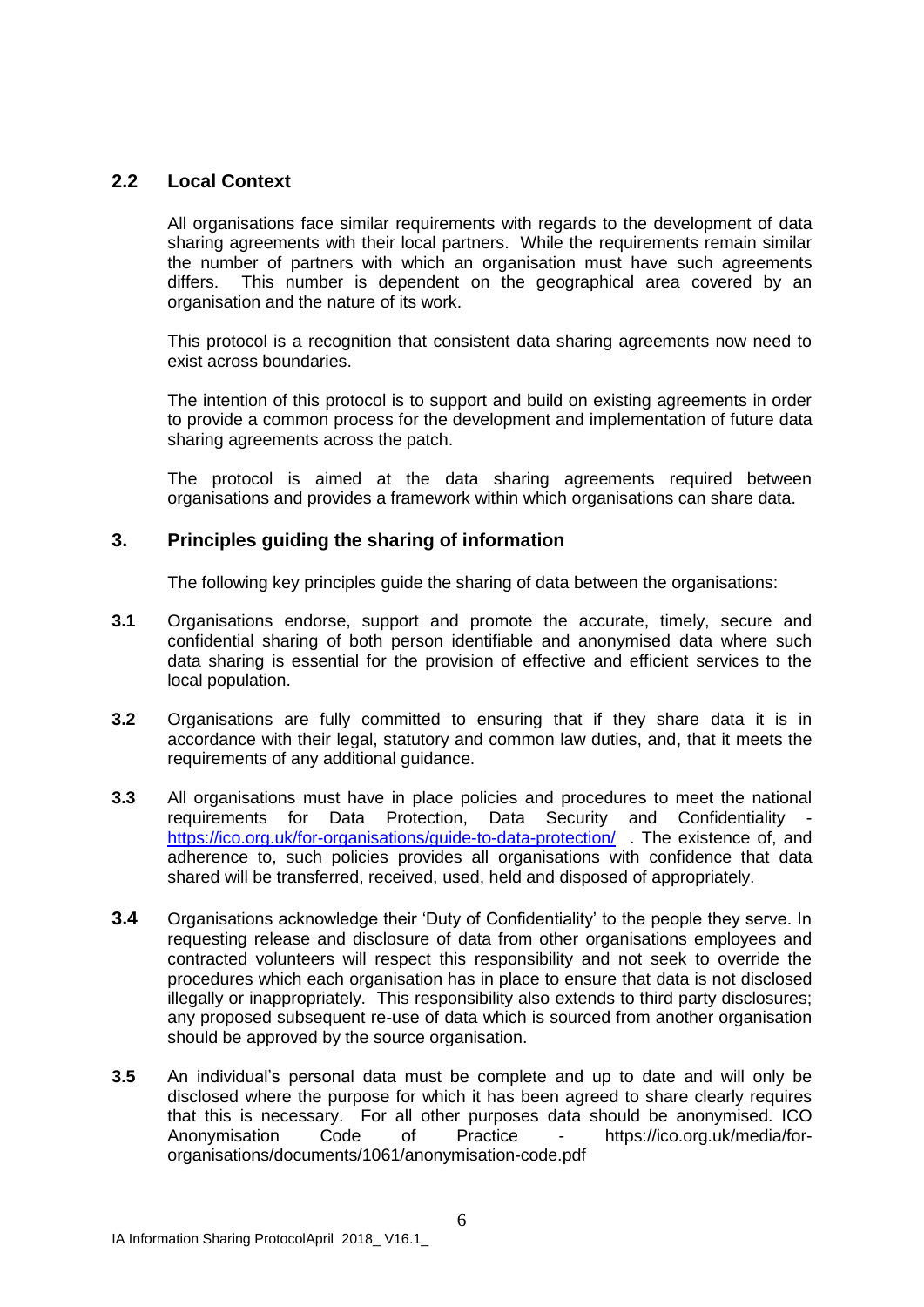## 2.2 Local Context

All organisations face similar requirements with regards to the development of data sharing agreements with their local partners. While the requirements remain similar the number of partners with which an organisation must have such agreements differs. This number is dependent on the geographical area covered by an organisation and the nature of its work.

This protocol is a recognition that consistent data sharing agreements now need to exist across boundaries.

The intention of this protocol is to support and build on existing agreements in order to provide a common process for the development and implementation of future data sharing agreements across the patch.

The protocol is aimed at the data sharing agreements required between organisations and provides a framework within which organisations can share data.

## 3. Principles guiding the sharing of information

The following key principles guide the sharing of data between the organisations:

**3.1** Organisations endorse, support and promote the accurate, timely, secure and confidential sharing of both person identifiable and anonymised data where such data sharing is essential for the provision of effective and efficient services to the local population.

**3.2** Organisations are fully committed to ensuring that if they share data it is in accordance with their legal, statutory and common law duties, and, that it meets the requirements of any additional guidance.

**3.3** All organisations must have in place policies and procedures to meet the national requirements for Data Protection, Data Security and Confidentiality - https://ico.org.uk/for-organisations/guide-to-data-protection/ . The existence of, and adherence to, such policies provides all organisations with confidence that data shared will be transferred, received, used, held and disposed of appropriately.

**3.4** Organisations acknowledge their 'Duty of Confidentiality' to the people they serve. In requesting release and disclosure of data from other organisations employees and contracted volunteers will respect this responsibility and not seek to override the procedures which each organisation has in place to ensure that data is not disclosed illegally or inappropriately. This responsibility also extends to third party disclosures; any proposed subsequent re-use of data which is sourced from another organisation should be approved by the source organisation.

**3.5** An individual's personal data must be complete and up to date and will only be disclosed where the purpose for which it has been agreed to share clearly requires that this is necessary. For all other purposes data should be anonymised. ICO Anonymisation Code of Practice - https://ico.org.uk/media/for-organisations/documents/1061/anonymisation-code.pdf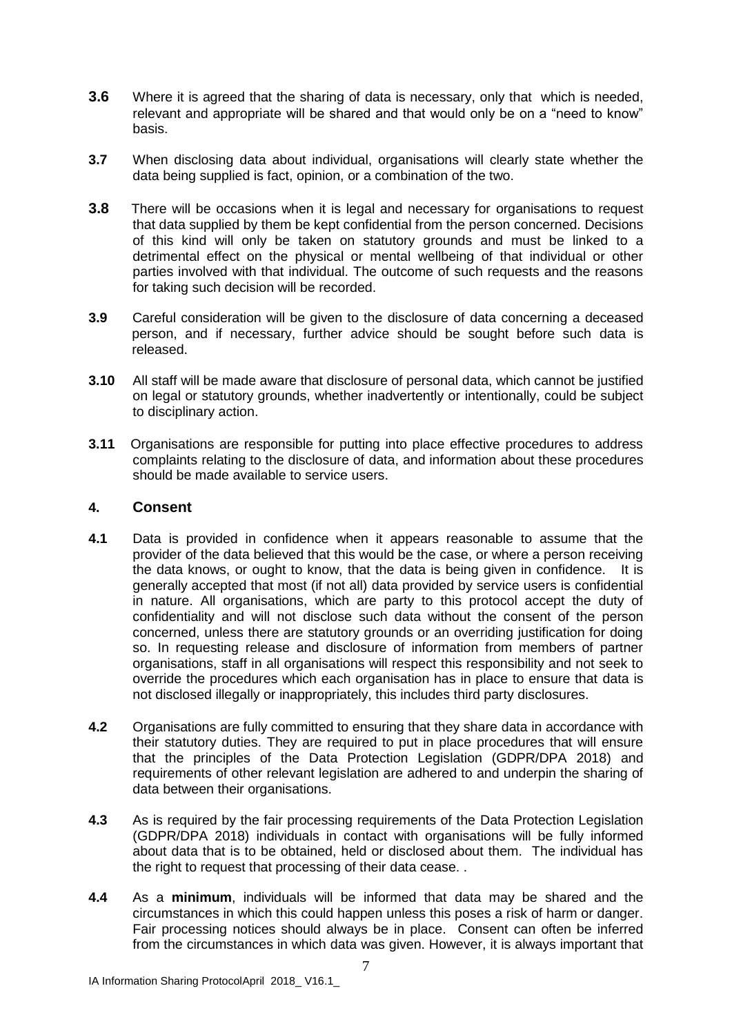**3.6** Where it is agreed that the sharing of data is necessary, only that which is needed, relevant and appropriate will be shared and that would only be on a "need to know" basis.

**3.7** When disclosing data about individual, organisations will clearly state whether the data being supplied is fact, opinion, or a combination of the two.

**3.8** There will be occasions when it is legal and necessary for organisations to request that data supplied by them be kept confidential from the person concerned. Decisions of this kind will only be taken on statutory grounds and must be linked to a detrimental effect on the physical or mental wellbeing of that individual or other parties involved with that individual. The outcome of such requests and the reasons for taking such decision will be recorded.

**3.9** Careful consideration will be given to the disclosure of data concerning a deceased person, and if necessary, further advice should be sought before such data is released.

**3.10** All staff will be made aware that disclosure of personal data, which cannot be justified on legal or statutory grounds, whether inadvertently or intentionally, could be subject to disciplinary action.

**3.11** Organisations are responsible for putting into place effective procedures to address complaints relating to the disclosure of data, and information about these procedures should be made available to service users.

## 4. Consent

**4.1** Data is provided in confidence when it appears reasonable to assume that the provider of the data believed that this would be the case, or where a person receiving the data knows, or ought to know, that the data is being given in confidence. It is generally accepted that most (if not all) data provided by service users is confidential in nature. All organisations, which are party to this protocol accept the duty of confidentiality and will not disclose such data without the consent of the person concerned, unless there are statutory grounds or an overriding justification for doing so. In requesting release and disclosure of information from members of partner organisations, staff in all organisations will respect this responsibility and not seek to override the procedures which each organisation has in place to ensure that data is not disclosed illegally or inappropriately, this includes third party disclosures.

**4.2** Organisations are fully committed to ensuring that they share data in accordance with their statutory duties. They are required to put in place procedures that will ensure that the principles of the Data Protection Legislation (GDPR/DPA 2018) and requirements of other relevant legislation are adhered to and underpin the sharing of data between their organisations.

**4.3** As is required by the fair processing requirements of the Data Protection Legislation (GDPR/DPA 2018) individuals in contact with organisations will be fully informed about data that is to be obtained, held or disclosed about them. The individual has the right to request that processing of their data cease. .

**4.4** As a **minimum**, individuals will be informed that data may be shared and the circumstances in which this could happen unless this poses a risk of harm or danger. Fair processing notices should always be in place. Consent can often be inferred from the circumstances in which data was given. However, it is always important that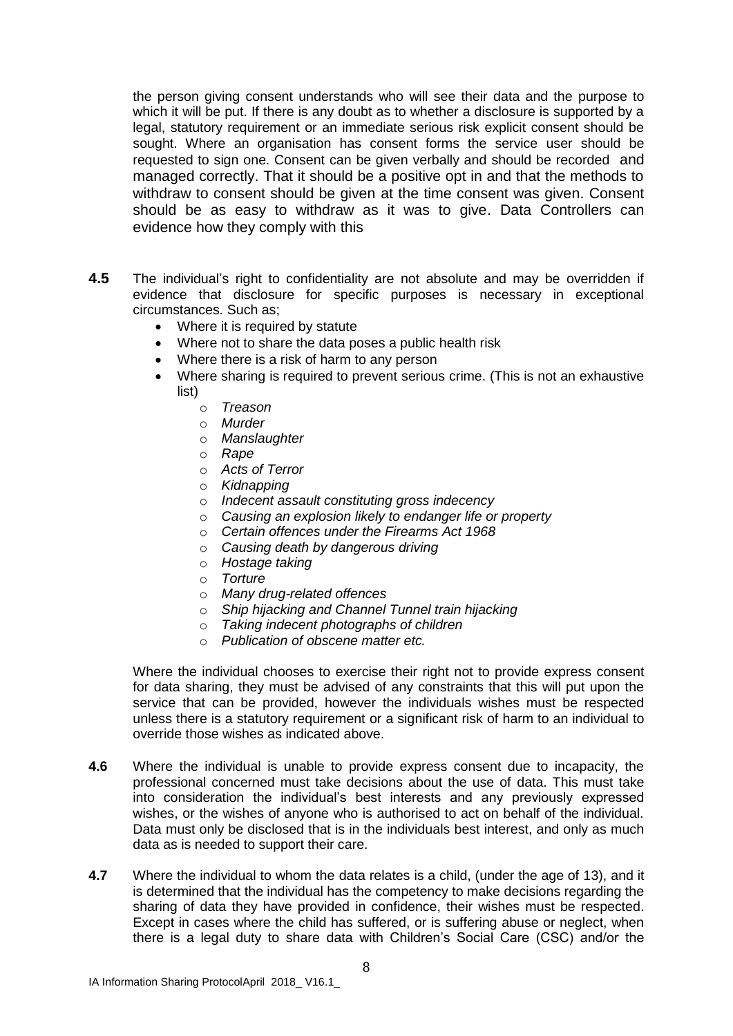the person giving consent understands who will see their data and the purpose to which it will be put. If there is any doubt as to whether a disclosure is supported by a legal, statutory requirement or an immediate serious risk explicit consent should be sought. Where an organisation has consent forms the service user should be requested to sign one. Consent can be given verbally and should be recorded and managed correctly. That it should be a positive opt in and that the methods to withdraw to consent should be given at the time consent was given. Consent should be as easy to withdraw as it was to give. Data Controllers can evidence how they comply with this

**4.5** The individual's right to confidentiality are not absolute and may be overridden if evidence that disclosure for specific purposes is necessary in exceptional circumstances. Such as;

- Where it is required by statute
- Where not to share the data poses a public health risk
- Where there is a risk of harm to any person
- Where sharing is required to prevent serious crime. (This is not an exhaustive list)
  - *Treason*
  - *Murder*
  - *Manslaughter*
  - *Rape*
  - *Acts of Terror*
  - *Kidnapping*
  - *Indecent assault constituting gross indecency*
  - *Causing an explosion likely to endanger life or property*
  - *Certain offences under the Firearms Act 1968*
  - *Causing death by dangerous driving*
  - *Hostage taking*
  - *Torture*
  - *Many drug-related offences*
  - *Ship hijacking and Channel Tunnel train hijacking*
  - *Taking indecent photographs of children*
  - *Publication of obscene matter etc.*

Where the individual chooses to exercise their right not to provide express consent for data sharing, they must be advised of any constraints that this will put upon the service that can be provided, however the individuals wishes must be respected unless there is a statutory requirement or a significant risk of harm to an individual to override those wishes as indicated above.

**4.6** Where the individual is unable to provide express consent due to incapacity, the professional concerned must take decisions about the use of data. This must take into consideration the individual's best interests and any previously expressed wishes, or the wishes of anyone who is authorised to act on behalf of the individual. Data must only be disclosed that is in the individuals best interest, and only as much data as is needed to support their care.

**4.7** Where the individual to whom the data relates is a child, (under the age of 13), and it is determined that the individual has the competency to make decisions regarding the sharing of data they have provided in confidence, their wishes must be respected. Except in cases where the child has suffered, or is suffering abuse or neglect, when there is a legal duty to share data with Children's Social Care (CSC) and/or the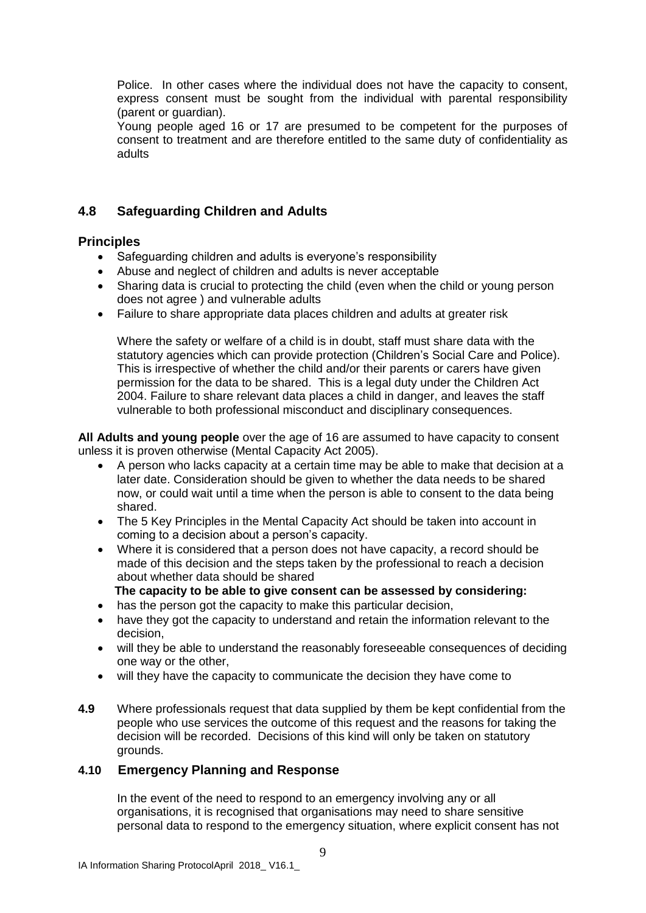Police. In other cases where the individual does not have the capacity to consent, express consent must be sought from the individual with parental responsibility (parent or guardian).

Young people aged 16 or 17 are presumed to be competent for the purposes of consent to treatment and are therefore entitled to the same duty of confidentiality as adults

## 4.8 Safeguarding Children and Adults

### Principles

- Safeguarding children and adults is everyone's responsibility
- Abuse and neglect of children and adults is never acceptable
- Sharing data is crucial to protecting the child (even when the child or young person does not agree ) and vulnerable adults
- Failure to share appropriate data places children and adults at greater risk

Where the safety or welfare of a child is in doubt, staff must share data with the statutory agencies which can provide protection (Children's Social Care and Police). This is irrespective of whether the child and/or their parents or carers have given permission for the data to be shared. This is a legal duty under the Children Act 2004. Failure to share relevant data places a child in danger, and leaves the staff vulnerable to both professional misconduct and disciplinary consequences.

**All Adults and young people** over the age of 16 are assumed to have capacity to consent unless it is proven otherwise (Mental Capacity Act 2005).

- A person who lacks capacity at a certain time may be able to make that decision at a later date. Consideration should be given to whether the data needs to be shared now, or could wait until a time when the person is able to consent to the data being shared.
- The 5 Key Principles in the Mental Capacity Act should be taken into account in coming to a decision about a person's capacity.
- Where it is considered that a person does not have capacity, a record should be made of this decision and the steps taken by the professional to reach a decision about whether data should be shared

**The capacity to be able to give consent can be assessed by considering:**

- has the person got the capacity to make this particular decision,
- have they got the capacity to understand and retain the information relevant to the decision,
- will they be able to understand the reasonably foreseeable consequences of deciding one way or the other,
- will they have the capacity to communicate the decision they have come to

**4.9** Where professionals request that data supplied by them be kept confidential from the people who use services the outcome of this request and the reasons for taking the decision will be recorded. Decisions of this kind will only be taken on statutory grounds.

## 4.10 Emergency Planning and Response

In the event of the need to respond to an emergency involving any or all organisations, it is recognised that organisations may need to share sensitive personal data to respond to the emergency situation, where explicit consent has not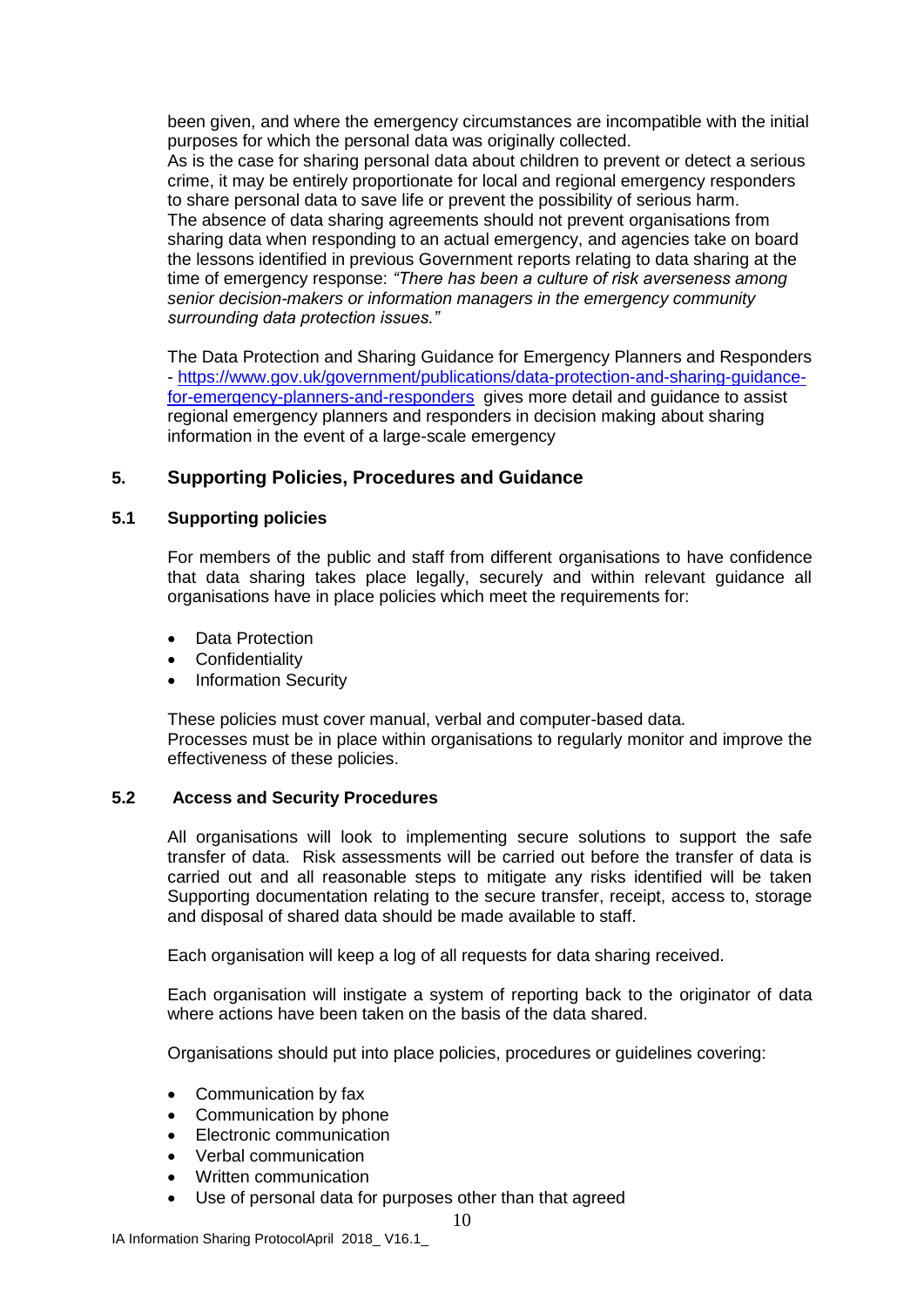been given, and where the emergency circumstances are incompatible with the initial purposes for which the personal data was originally collected.
As is the case for sharing personal data about children to prevent or detect a serious crime, it may be entirely proportionate for local and regional emergency responders to share personal data to save life or prevent the possibility of serious harm.
The absence of data sharing agreements should not prevent organisations from sharing data when responding to an actual emergency, and agencies take on board the lessons identified in previous Government reports relating to data sharing at the time of emergency response: *"There has been a culture of risk averseness among senior decision-makers or information managers in the emergency community surrounding data protection issues."*

The Data Protection and Sharing Guidance for Emergency Planners and Responders - [https://www.gov.uk/government/publications/data-protection-and-sharing-guidance-for-emergency-planners-and-responders](https://www.gov.uk/government/publications/data-protection-and-sharing-guidance-for-emergency-planners-and-responders) gives more detail and guidance to assist regional emergency planners and responders in decision making about sharing information in the event of a large-scale emergency

## 5. Supporting Policies, Procedures and Guidance

### 5.1 Supporting policies

For members of the public and staff from different organisations to have confidence that data sharing takes place legally, securely and within relevant guidance all organisations have in place policies which meet the requirements for:

- Data Protection
- Confidentiality
- Information Security

These policies must cover manual, verbal and computer-based data.
Processes must be in place within organisations to regularly monitor and improve the effectiveness of these policies.

### 5.2 Access and Security Procedures

All organisations will look to implementing secure solutions to support the safe transfer of data. Risk assessments will be carried out before the transfer of data is carried out and all reasonable steps to mitigate any risks identified will be taken Supporting documentation relating to the secure transfer, receipt, access to, storage and disposal of shared data should be made available to staff.

Each organisation will keep a log of all requests for data sharing received.

Each organisation will instigate a system of reporting back to the originator of data where actions have been taken on the basis of the data shared.

Organisations should put into place policies, procedures or guidelines covering:

- Communication by fax
- Communication by phone
- Electronic communication
- Verbal communication
- Written communication
- Use of personal data for purposes other than that agreed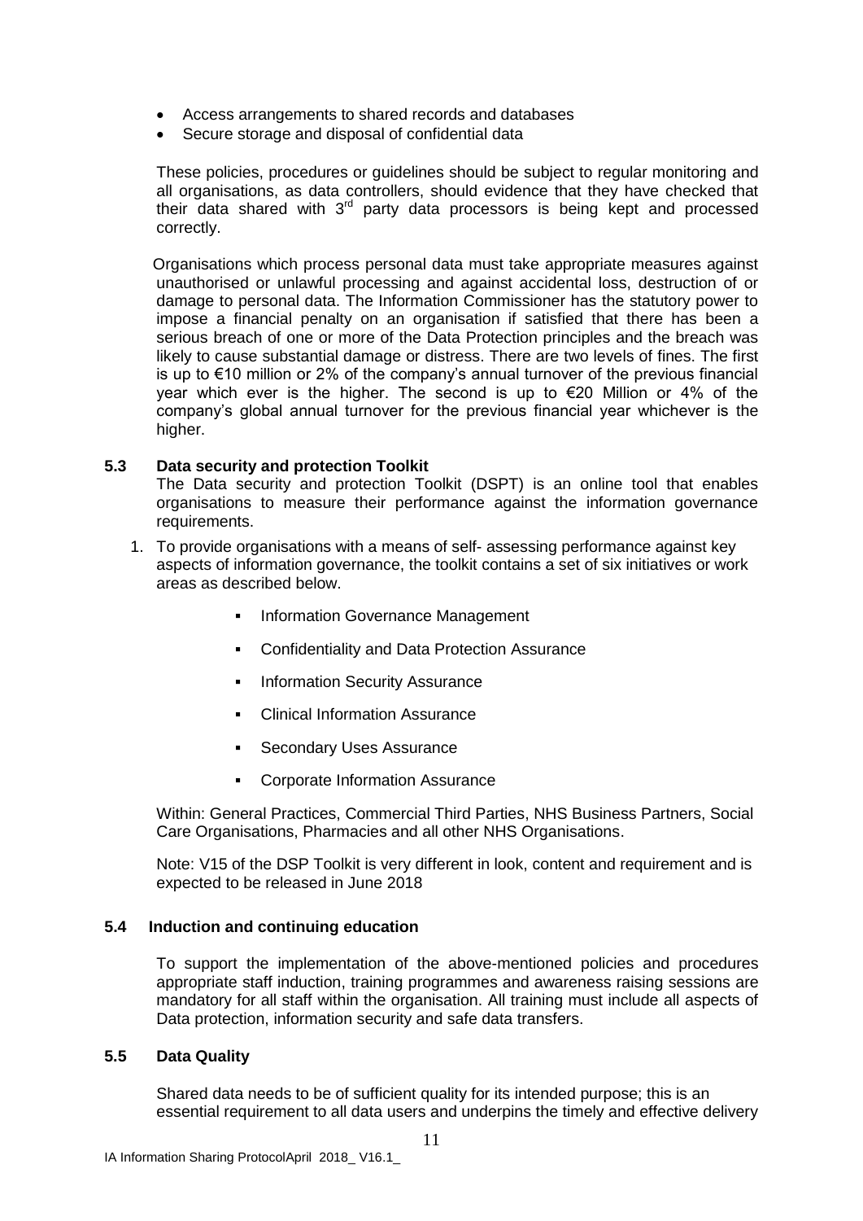- Access arrangements to shared records and databases
- Secure storage and disposal of confidential data

These policies, procedures or guidelines should be subject to regular monitoring and all organisations, as data controllers, should evidence that they have checked that their data shared with 3rd party data processors is being kept and processed correctly.

Organisations which process personal data must take appropriate measures against unauthorised or unlawful processing and against accidental loss, destruction of or damage to personal data. The Information Commissioner has the statutory power to impose a financial penalty on an organisation if satisfied that there has been a serious breach of one or more of the Data Protection principles and the breach was likely to cause substantial damage or distress. There are two levels of fines. The first is up to €10 million or 2% of the company's annual turnover of the previous financial year which ever is the higher. The second is up to €20 Million or 4% of the company's global annual turnover for the previous financial year whichever is the higher.

### 5.3 Data security and protection Toolkit

The Data security and protection Toolkit (DSPT) is an online tool that enables organisations to measure their performance against the information governance requirements.

1. To provide organisations with a means of self- assessing performance against key aspects of information governance, the toolkit contains a set of six initiatives or work areas as described below.

   - Information Governance Management
   - Confidentiality and Data Protection Assurance
   - Information Security Assurance
   - Clinical Information Assurance
   - Secondary Uses Assurance
   - Corporate Information Assurance

Within: General Practices, Commercial Third Parties, NHS Business Partners, Social Care Organisations, Pharmacies and all other NHS Organisations.

Note: V15 of the DSP Toolkit is very different in look, content and requirement and is expected to be released in June 2018

### 5.4 Induction and continuing education

To support the implementation of the above-mentioned policies and procedures appropriate staff induction, training programmes and awareness raising sessions are mandatory for all staff within the organisation. All training must include all aspects of Data protection, information security and safe data transfers.

### 5.5 Data Quality

Shared data needs to be of sufficient quality for its intended purpose; this is an essential requirement to all data users and underpins the timely and effective delivery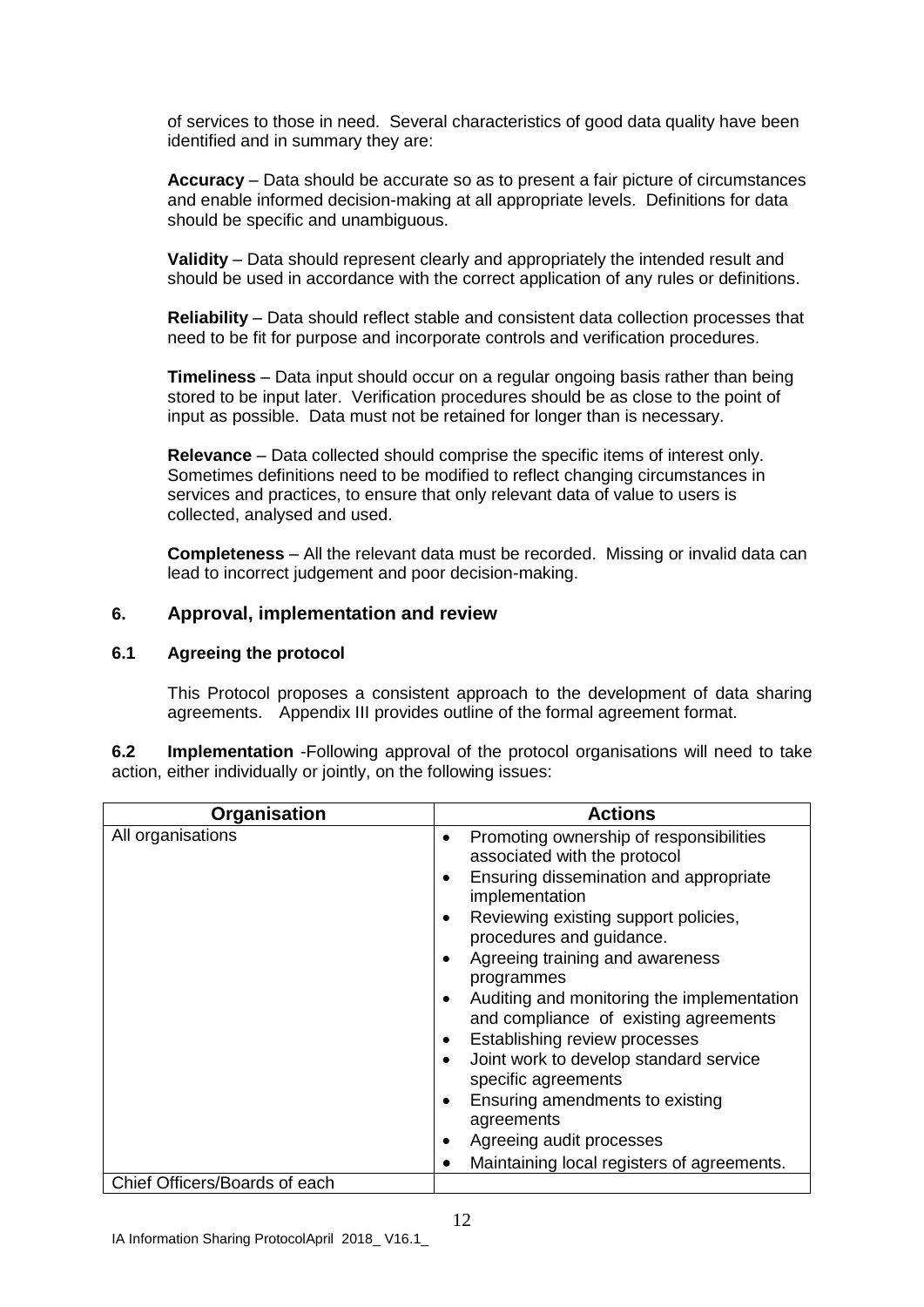of services to those in need. Several characteristics of good data quality have been identified and in summary they are:

**Accuracy** – Data should be accurate so as to present a fair picture of circumstances and enable informed decision-making at all appropriate levels. Definitions for data should be specific and unambiguous.

**Validity** – Data should represent clearly and appropriately the intended result and should be used in accordance with the correct application of any rules or definitions.

**Reliability** – Data should reflect stable and consistent data collection processes that need to be fit for purpose and incorporate controls and verification procedures.

**Timeliness** – Data input should occur on a regular ongoing basis rather than being stored to be input later. Verification procedures should be as close to the point of input as possible. Data must not be retained for longer than is necessary.

**Relevance** – Data collected should comprise the specific items of interest only. Sometimes definitions need to be modified to reflect changing circumstances in services and practices, to ensure that only relevant data of value to users is collected, analysed and used.

**Completeness** – All the relevant data must be recorded. Missing or invalid data can lead to incorrect judgement and poor decision-making.

## 6. Approval, implementation and review

### 6.1 Agreeing the protocol

This Protocol proposes a consistent approach to the development of data sharing agreements. Appendix III provides outline of the formal agreement format.

**6.2 Implementation** -Following approval of the protocol organisations will need to take action, either individually or jointly, on the following issues:

| Organisation | Actions |
|---|---|
| All organisations | • Promoting ownership of responsibilities associated with the protocol<br>• Ensuring dissemination and appropriate implementation<br>• Reviewing existing support policies, procedures and guidance.<br>• Agreeing training and awareness programmes<br>• Auditing and monitoring the implementation and compliance of existing agreements<br>• Establishing review processes<br>• Joint work to develop standard service specific agreements<br>• Ensuring amendments to existing agreements<br>• Agreeing audit processes<br>• Maintaining local registers of agreements. |
| Chief Officers/Boards of each | |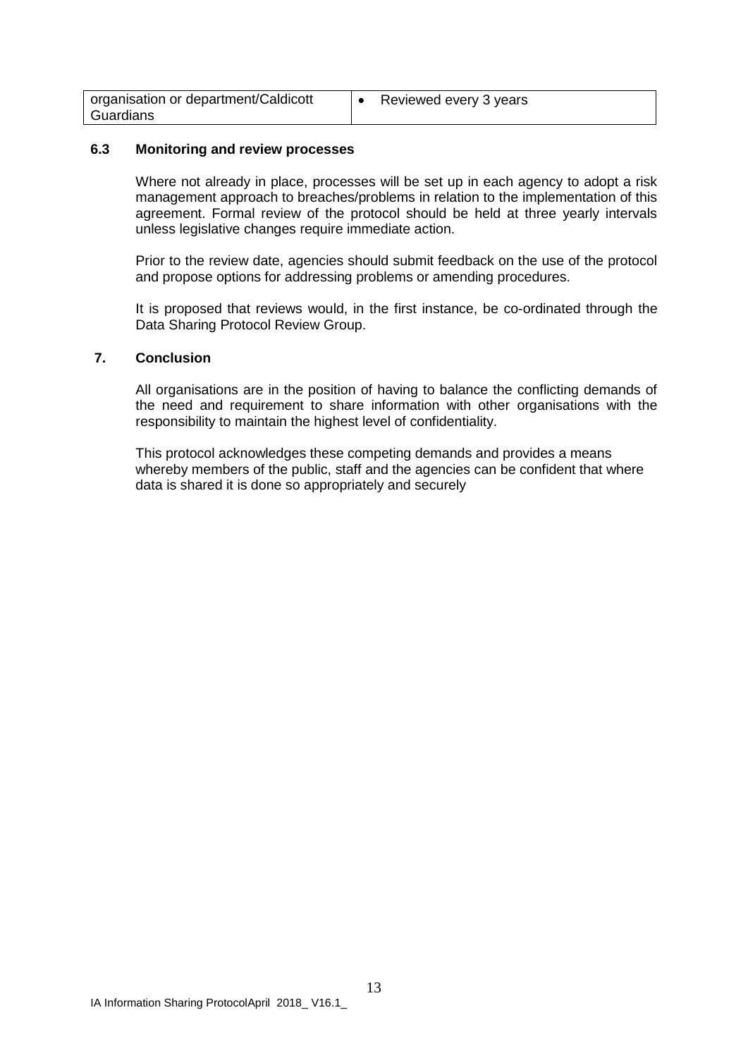| organisation or department/Caldicott Guardians | • Reviewed every 3 years |
|---|---|

### 6.3 Monitoring and review processes

Where not already in place, processes will be set up in each agency to adopt a risk management approach to breaches/problems in relation to the implementation of this agreement. Formal review of the protocol should be held at three yearly intervals unless legislative changes require immediate action.

Prior to the review date, agencies should submit feedback on the use of the protocol and propose options for addressing problems or amending procedures.

It is proposed that reviews would, in the first instance, be co-ordinated through the Data Sharing Protocol Review Group.

## 7. Conclusion

All organisations are in the position of having to balance the conflicting demands of the need and requirement to share information with other organisations with the responsibility to maintain the highest level of confidentiality.

This protocol acknowledges these competing demands and provides a means whereby members of the public, staff and the agencies can be confident that where data is shared it is done so appropriately and securely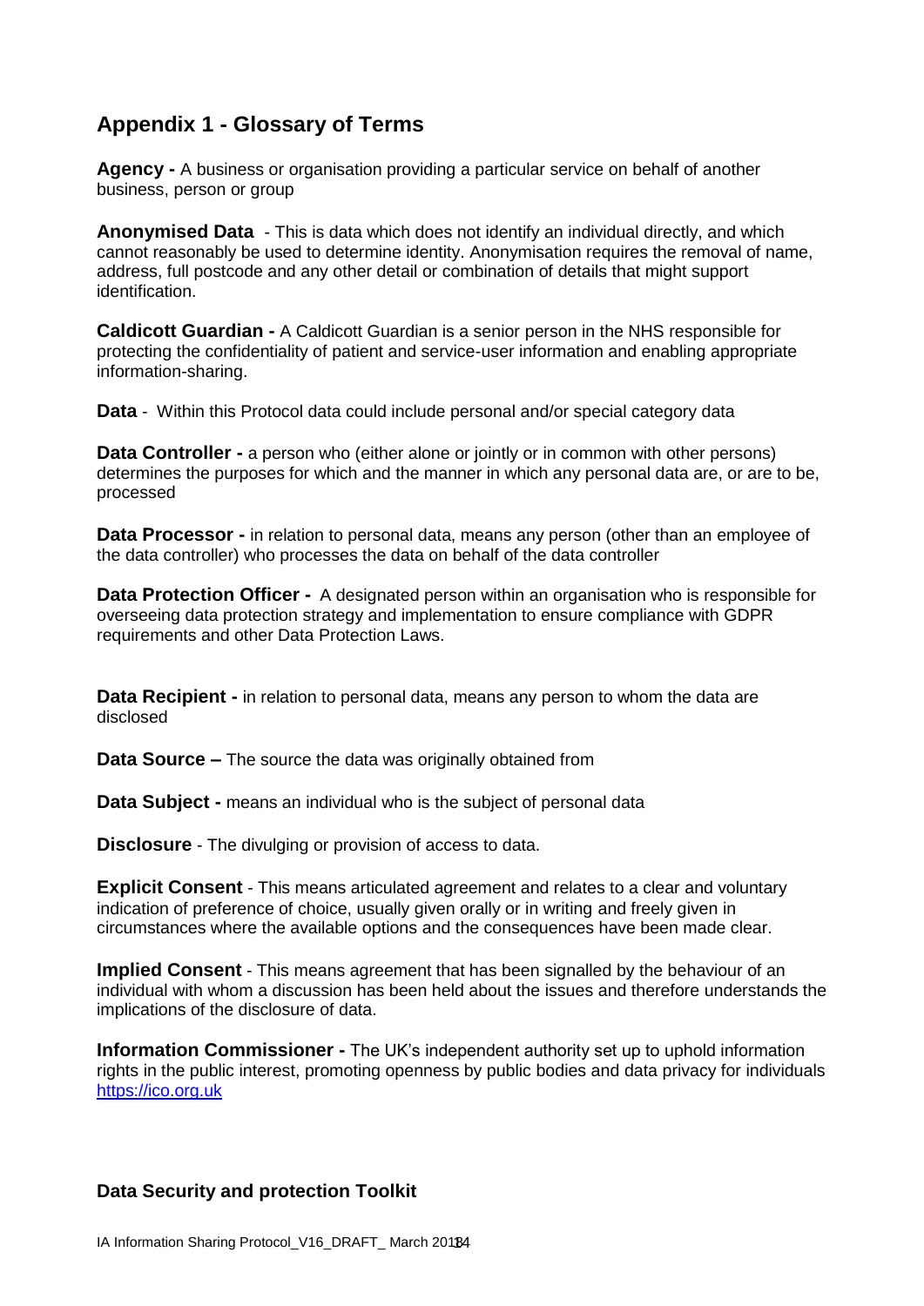## Appendix 1 - Glossary of Terms

**Agency -** A business or organisation providing a particular service on behalf of another business, person or group

**Anonymised Data** - This is data which does not identify an individual directly, and which cannot reasonably be used to determine identity. Anonymisation requires the removal of name, address, full postcode and any other detail or combination of details that might support identification.

**Caldicott Guardian -** A Caldicott Guardian is a senior person in the NHS responsible for protecting the confidentiality of patient and service-user information and enabling appropriate information-sharing.

**Data** - Within this Protocol data could include personal and/or special category data

**Data Controller -** a person who (either alone or jointly or in common with other persons) determines the purposes for which and the manner in which any personal data are, or are to be, processed

**Data Processor -** in relation to personal data, means any person (other than an employee of the data controller) who processes the data on behalf of the data controller

**Data Protection Officer -** A designated person within an organisation who is responsible for overseeing data protection strategy and implementation to ensure compliance with GDPR requirements and other Data Protection Laws.

**Data Recipient -** in relation to personal data, means any person to whom the data are disclosed

**Data Source –** The source the data was originally obtained from

**Data Subject -** means an individual who is the subject of personal data

**Disclosure** - The divulging or provision of access to data.

**Explicit Consent** - This means articulated agreement and relates to a clear and voluntary indication of preference of choice, usually given orally or in writing and freely given in circumstances where the available options and the consequences have been made clear.

**Implied Consent** - This means agreement that has been signalled by the behaviour of an individual with whom a discussion has been held about the issues and therefore understands the implications of the disclosure of data.

**Information Commissioner -** The UK's independent authority set up to uphold information rights in the public interest, promoting openness by public bodies and data privacy for individuals https://ico.org.uk

**Data Security and protection Toolkit**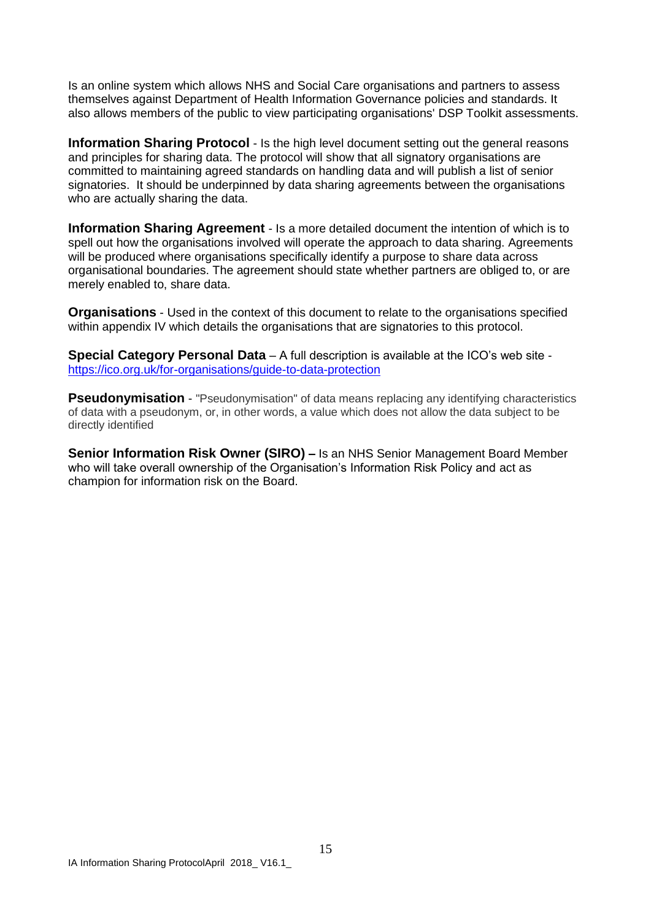Is an online system which allows NHS and Social Care organisations and partners to assess themselves against Department of Health Information Governance policies and standards. It also allows members of the public to view participating organisations' DSP Toolkit assessments.

**Information Sharing Protocol** - Is the high level document setting out the general reasons and principles for sharing data. The protocol will show that all signatory organisations are committed to maintaining agreed standards on handling data and will publish a list of senior signatories. It should be underpinned by data sharing agreements between the organisations who are actually sharing the data.

**Information Sharing Agreement** - Is a more detailed document the intention of which is to spell out how the organisations involved will operate the approach to data sharing. Agreements will be produced where organisations specifically identify a purpose to share data across organisational boundaries. The agreement should state whether partners are obliged to, or are merely enabled to, share data.

**Organisations** - Used in the context of this document to relate to the organisations specified within appendix IV which details the organisations that are signatories to this protocol.

**Special Category Personal Data** – A full description is available at the ICO's web site - https://ico.org.uk/for-organisations/guide-to-data-protection

**Pseudonymisation** - "Pseudonymisation" of data means replacing any identifying characteristics of data with a pseudonym, or, in other words, a value which does not allow the data subject to be directly identified

**Senior Information Risk Owner (SIRO) –** Is an NHS Senior Management Board Member who will take overall ownership of the Organisation's Information Risk Policy and act as champion for information risk on the Board.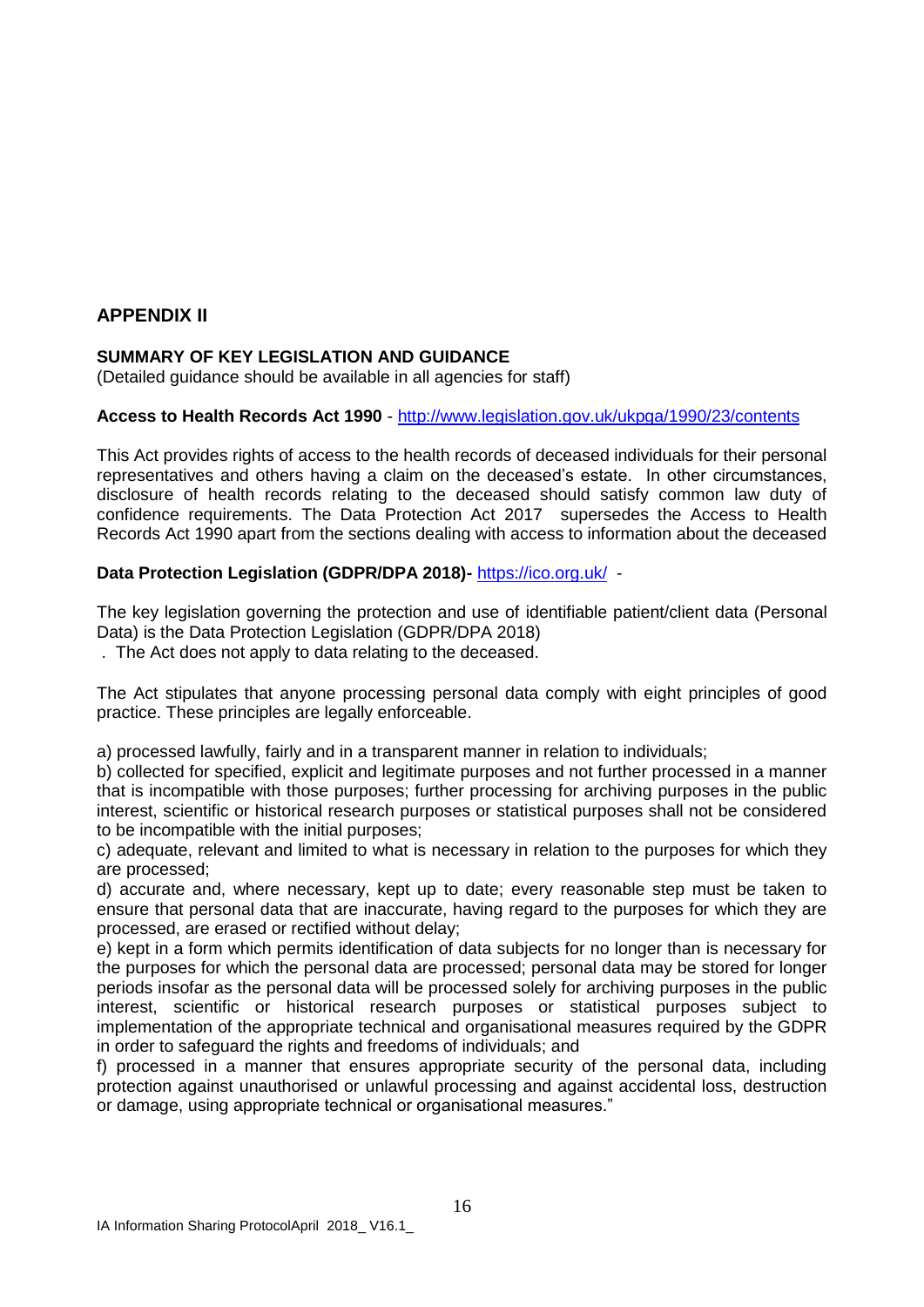## APPENDIX II

### SUMMARY OF KEY LEGISLATION AND GUIDANCE

(Detailed guidance should be available in all agencies for staff)

**Access to Health Records Act 1990** - http://www.legislation.gov.uk/ukpga/1990/23/contents

This Act provides rights of access to the health records of deceased individuals for their personal representatives and others having a claim on the deceased's estate. In other circumstances, disclosure of health records relating to the deceased should satisfy common law duty of confidence requirements. The Data Protection Act 2017 supersedes the Access to Health Records Act 1990 apart from the sections dealing with access to information about the deceased

**Data Protection Legislation (GDPR/DPA 2018)-** https://ico.org.uk/ -

The key legislation governing the protection and use of identifiable patient/client data (Personal Data) is the Data Protection Legislation (GDPR/DPA 2018)

. The Act does not apply to data relating to the deceased.

The Act stipulates that anyone processing personal data comply with eight principles of good practice. These principles are legally enforceable.

a) processed lawfully, fairly and in a transparent manner in relation to individuals;
b) collected for specified, explicit and legitimate purposes and not further processed in a manner that is incompatible with those purposes; further processing for archiving purposes in the public interest, scientific or historical research purposes or statistical purposes shall not be considered to be incompatible with the initial purposes;
c) adequate, relevant and limited to what is necessary in relation to the purposes for which they are processed;
d) accurate and, where necessary, kept up to date; every reasonable step must be taken to ensure that personal data that are inaccurate, having regard to the purposes for which they are processed, are erased or rectified without delay;
e) kept in a form which permits identification of data subjects for no longer than is necessary for the purposes for which the personal data are processed; personal data may be stored for longer periods insofar as the personal data will be processed solely for archiving purposes in the public interest, scientific or historical research purposes or statistical purposes subject to implementation of the appropriate technical and organisational measures required by the GDPR in order to safeguard the rights and freedoms of individuals; and
f) processed in a manner that ensures appropriate security of the personal data, including protection against unauthorised or unlawful processing and against accidental loss, destruction or damage, using appropriate technical or organisational measures."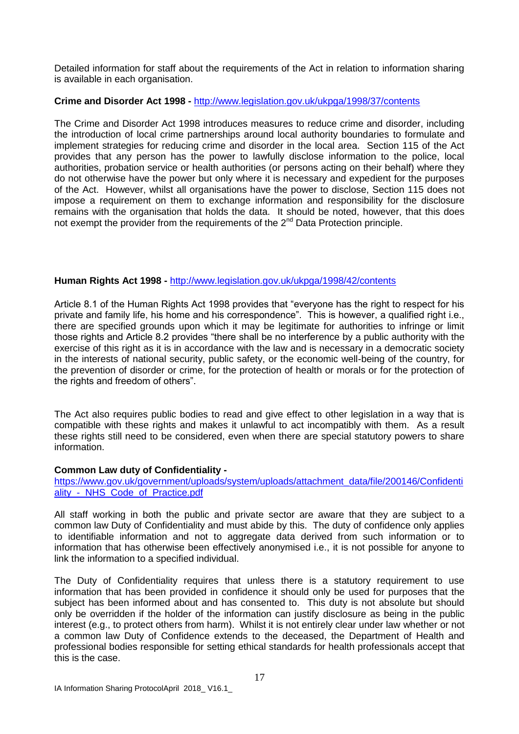Detailed information for staff about the requirements of the Act in relation to information sharing is available in each organisation.

**Crime and Disorder Act 1998 -** http://www.legislation.gov.uk/ukpga/1998/37/contents

The Crime and Disorder Act 1998 introduces measures to reduce crime and disorder, including the introduction of local crime partnerships around local authority boundaries to formulate and implement strategies for reducing crime and disorder in the local area. Section 115 of the Act provides that any person has the power to lawfully disclose information to the police, local authorities, probation service or health authorities (or persons acting on their behalf) where they do not otherwise have the power but only where it is necessary and expedient for the purposes of the Act. However, whilst all organisations have the power to disclose, Section 115 does not impose a requirement on them to exchange information and responsibility for the disclosure remains with the organisation that holds the data. It should be noted, however, that this does not exempt the provider from the requirements of the 2nd Data Protection principle.

**Human Rights Act 1998 -** http://www.legislation.gov.uk/ukpga/1998/42/contents

Article 8.1 of the Human Rights Act 1998 provides that "everyone has the right to respect for his private and family life, his home and his correspondence". This is however, a qualified right i.e., there are specified grounds upon which it may be legitimate for authorities to infringe or limit those rights and Article 8.2 provides "there shall be no interference by a public authority with the exercise of this right as it is in accordance with the law and is necessary in a democratic society in the interests of national security, public safety, or the economic well-being of the country, for the prevention of disorder or crime, for the protection of health or morals or for the protection of the rights and freedom of others".

The Act also requires public bodies to read and give effect to other legislation in a way that is compatible with these rights and makes it unlawful to act incompatibly with them. As a result these rights still need to be considered, even when there are special statutory powers to share information.

**Common Law duty of Confidentiality -**
https://www.gov.uk/government/uploads/system/uploads/attachment_data/file/200146/Confidentiality_-_NHS_Code_of_Practice.pdf

All staff working in both the public and private sector are aware that they are subject to a common law Duty of Confidentiality and must abide by this. The duty of confidence only applies to identifiable information and not to aggregate data derived from such information or to information that has otherwise been effectively anonymised i.e., it is not possible for anyone to link the information to a specified individual.

The Duty of Confidentiality requires that unless there is a statutory requirement to use information that has been provided in confidence it should only be used for purposes that the subject has been informed about and has consented to. This duty is not absolute but should only be overridden if the holder of the information can justify disclosure as being in the public interest (e.g., to protect others from harm). Whilst it is not entirely clear under law whether or not a common law Duty of Confidence extends to the deceased, the Department of Health and professional bodies responsible for setting ethical standards for health professionals accept that this is the case.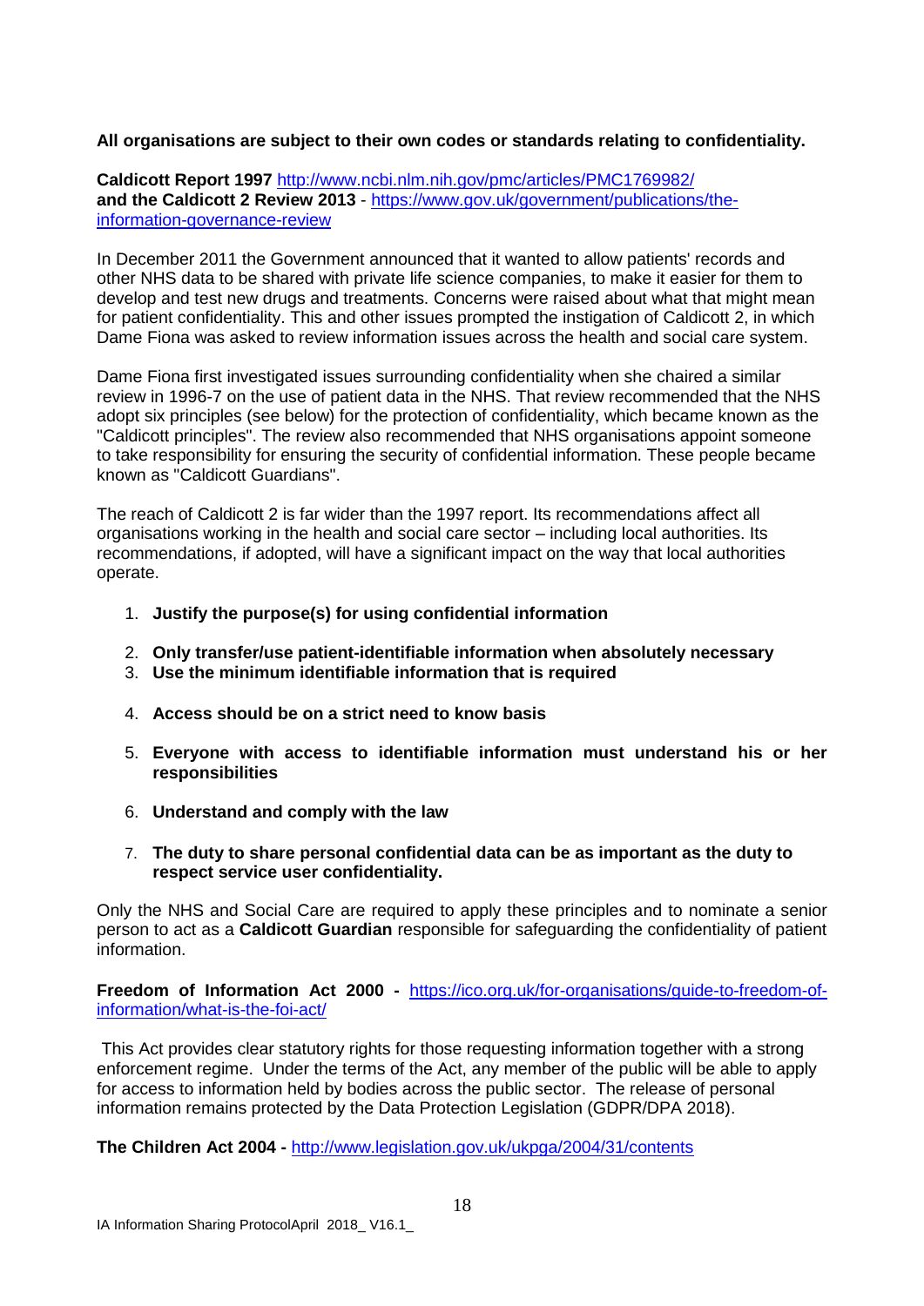**All organisations are subject to their own codes or standards relating to confidentiality.**

**Caldicott Report 1997** http://www.ncbi.nlm.nih.gov/pmc/articles/PMC1769982/
**and the Caldicott 2 Review 2013** - https://www.gov.uk/government/publications/the-information-governance-review

In December 2011 the Government announced that it wanted to allow patients' records and other NHS data to be shared with private life science companies, to make it easier for them to develop and test new drugs and treatments. Concerns were raised about what that might mean for patient confidentiality. This and other issues prompted the instigation of Caldicott 2, in which Dame Fiona was asked to review information issues across the health and social care system.

Dame Fiona first investigated issues surrounding confidentiality when she chaired a similar review in 1996-7 on the use of patient data in the NHS. That review recommended that the NHS adopt six principles (see below) for the protection of confidentiality, which became known as the "Caldicott principles". The review also recommended that NHS organisations appoint someone to take responsibility for ensuring the security of confidential information. These people became known as "Caldicott Guardians".

The reach of Caldicott 2 is far wider than the 1997 report. Its recommendations affect all organisations working in the health and social care sector – including local authorities. Its recommendations, if adopted, will have a significant impact on the way that local authorities operate.

1. **Justify the purpose(s) for using confidential information**
2. **Only transfer/use patient-identifiable information when absolutely necessary**
3. **Use the minimum identifiable information that is required**
4. **Access should be on a strict need to know basis**
5. **Everyone with access to identifiable information must understand his or her responsibilities**
6. **Understand and comply with the law**
7. **The duty to share personal confidential data can be as important as the duty to respect service user confidentiality.**

Only the NHS and Social Care are required to apply these principles and to nominate a senior person to act as a **Caldicott Guardian** responsible for safeguarding the confidentiality of patient information.

**Freedom of Information Act 2000 -** https://ico.org.uk/for-organisations/guide-to-freedom-of-information/what-is-the-foi-act/

This Act provides clear statutory rights for those requesting information together with a strong enforcement regime. Under the terms of the Act, any member of the public will be able to apply for access to information held by bodies across the public sector. The release of personal information remains protected by the Data Protection Legislation (GDPR/DPA 2018).

**The Children Act 2004 -** http://www.legislation.gov.uk/ukpga/2004/31/contents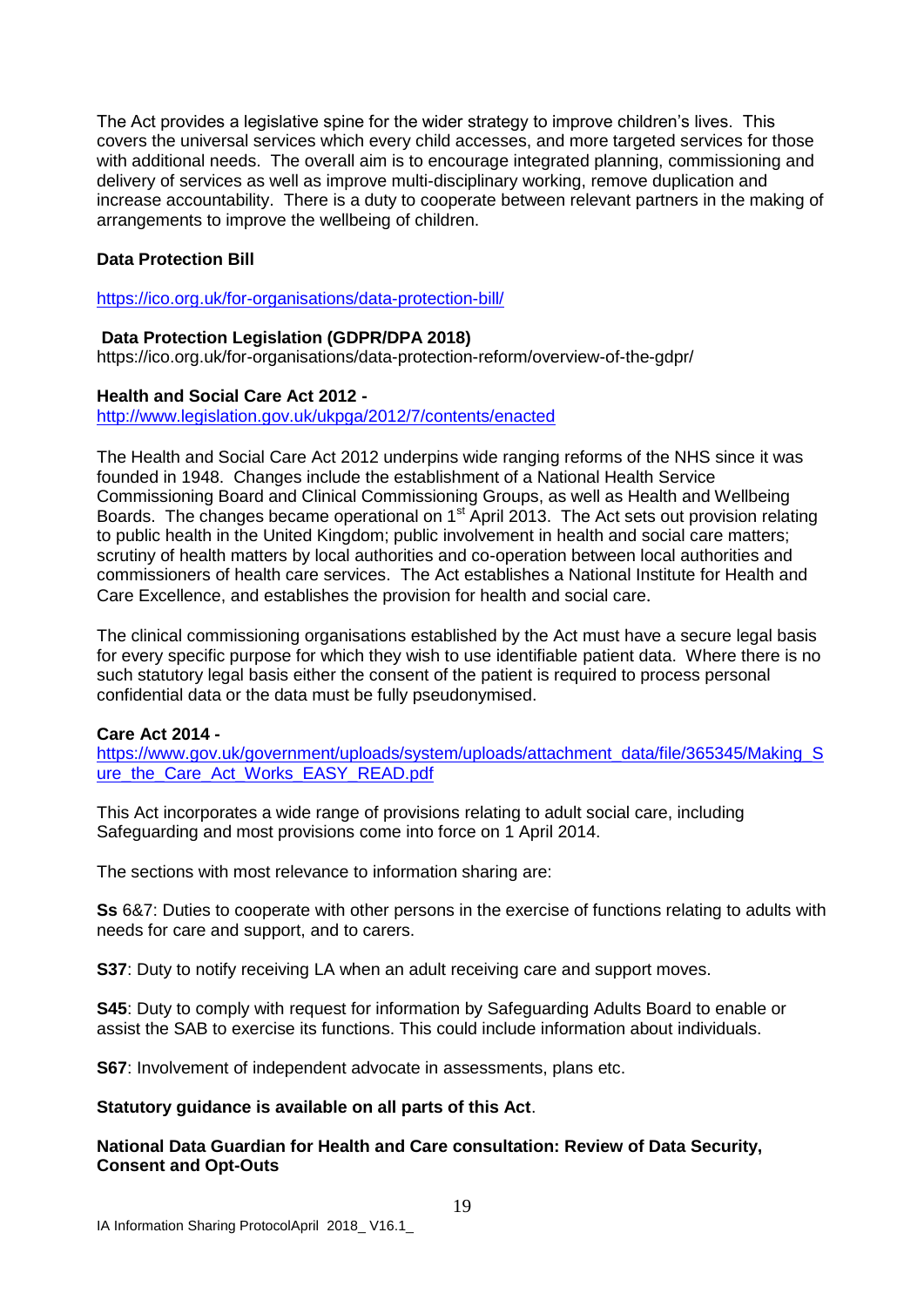The Act provides a legislative spine for the wider strategy to improve children's lives. This covers the universal services which every child accesses, and more targeted services for those with additional needs. The overall aim is to encourage integrated planning, commissioning and delivery of services as well as improve multi-disciplinary working, remove duplication and increase accountability. There is a duty to cooperate between relevant partners in the making of arrangements to improve the wellbeing of children.

**Data Protection Bill**

https://ico.org.uk/for-organisations/data-protection-bill/

**Data Protection Legislation (GDPR/DPA 2018)**
https://ico.org.uk/for-organisations/data-protection-reform/overview-of-the-gdpr/

**Health and Social Care Act 2012 -**
http://www.legislation.gov.uk/ukpga/2012/7/contents/enacted

The Health and Social Care Act 2012 underpins wide ranging reforms of the NHS since it was founded in 1948. Changes include the establishment of a National Health Service Commissioning Board and Clinical Commissioning Groups, as well as Health and Wellbeing Boards. The changes became operational on 1st April 2013. The Act sets out provision relating to public health in the United Kingdom; public involvement in health and social care matters; scrutiny of health matters by local authorities and co-operation between local authorities and commissioners of health care services. The Act establishes a National Institute for Health and Care Excellence, and establishes the provision for health and social care.

The clinical commissioning organisations established by the Act must have a secure legal basis for every specific purpose for which they wish to use identifiable patient data. Where there is no such statutory legal basis either the consent of the patient is required to process personal confidential data or the data must be fully pseudonymised.

**Care Act 2014 -**
https://www.gov.uk/government/uploads/system/uploads/attachment_data/file/365345/Making_Sure_the_Care_Act_Works_EASY_READ.pdf

This Act incorporates a wide range of provisions relating to adult social care, including Safeguarding and most provisions come into force on 1 April 2014.

The sections with most relevance to information sharing are:

**Ss** 6&7: Duties to cooperate with other persons in the exercise of functions relating to adults with needs for care and support, and to carers.

**S37**: Duty to notify receiving LA when an adult receiving care and support moves.

**S45**: Duty to comply with request for information by Safeguarding Adults Board to enable or assist the SAB to exercise its functions. This could include information about individuals.

**S67**: Involvement of independent advocate in assessments, plans etc.

**Statutory guidance is available on all parts of this Act**.

**National Data Guardian for Health and Care consultation: Review of Data Security, Consent and Opt-Outs**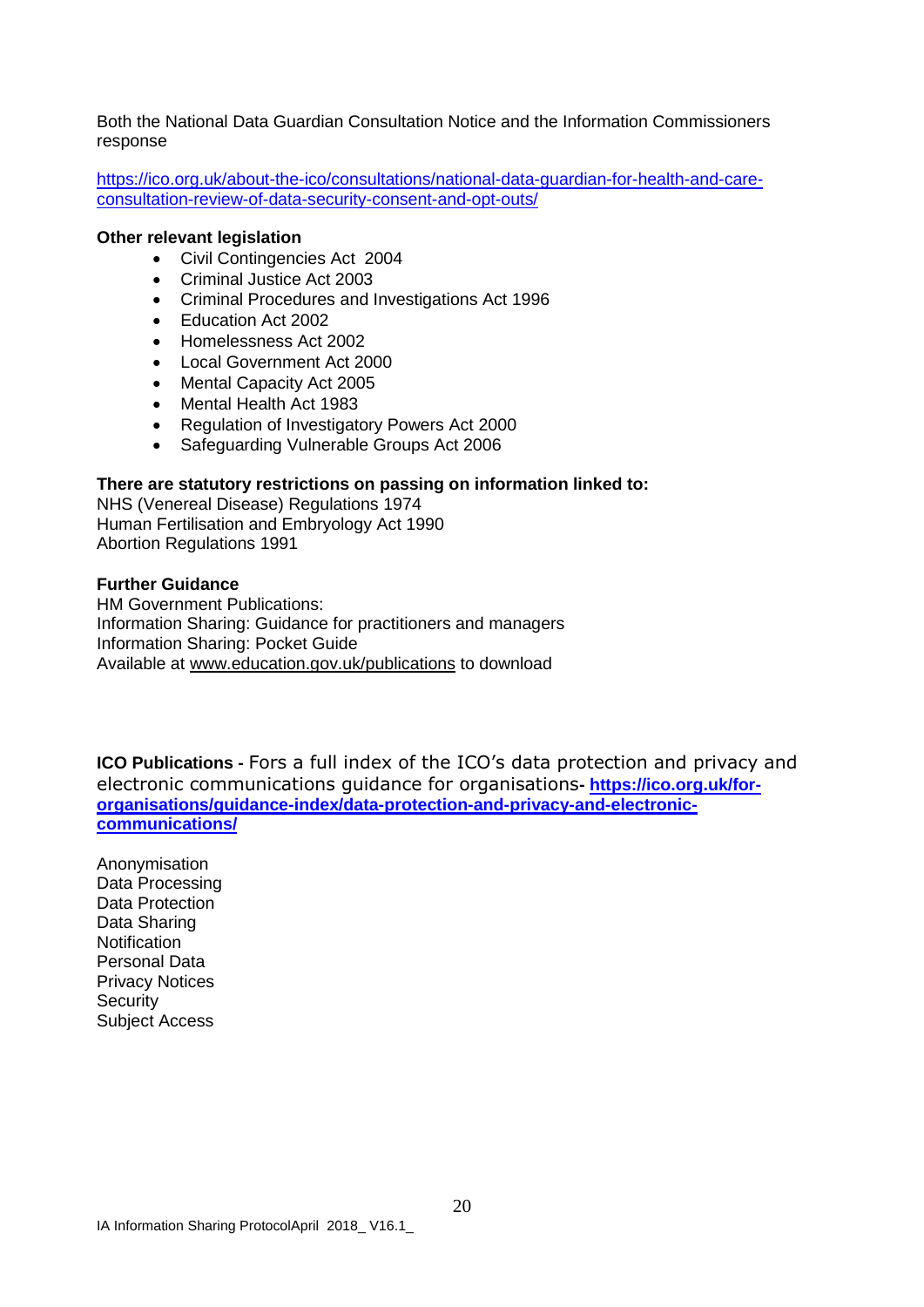Both the National Data Guardian Consultation Notice and the Information Commissioners response

https://ico.org.uk/about-the-ico/consultations/national-data-guardian-for-health-and-care-consultation-review-of-data-security-consent-and-opt-outs/

**Other relevant legislation**

- Civil Contingencies Act 2004
- Criminal Justice Act 2003
- Criminal Procedures and Investigations Act 1996
- Education Act 2002
- Homelessness Act 2002
- Local Government Act 2000
- Mental Capacity Act 2005
- Mental Health Act 1983
- Regulation of Investigatory Powers Act 2000
- Safeguarding Vulnerable Groups Act 2006

**There are statutory restrictions on passing on information linked to:**

NHS (Venereal Disease) Regulations 1974
Human Fertilisation and Embryology Act 1990
Abortion Regulations 1991

**Further Guidance**

HM Government Publications:
Information Sharing: Guidance for practitioners and managers
Information Sharing: Pocket Guide
Available at www.education.gov.uk/publications to download

**ICO Publications -** Fors a full index of the ICO's data protection and privacy and electronic communications guidance for organisations- **https://ico.org.uk/for-organisations/guidance-index/data-protection-and-privacy-and-electronic-communications/**

Anonymisation
Data Processing
Data Protection
Data Sharing
Notification
Personal Data
Privacy Notices
Security
Subject Access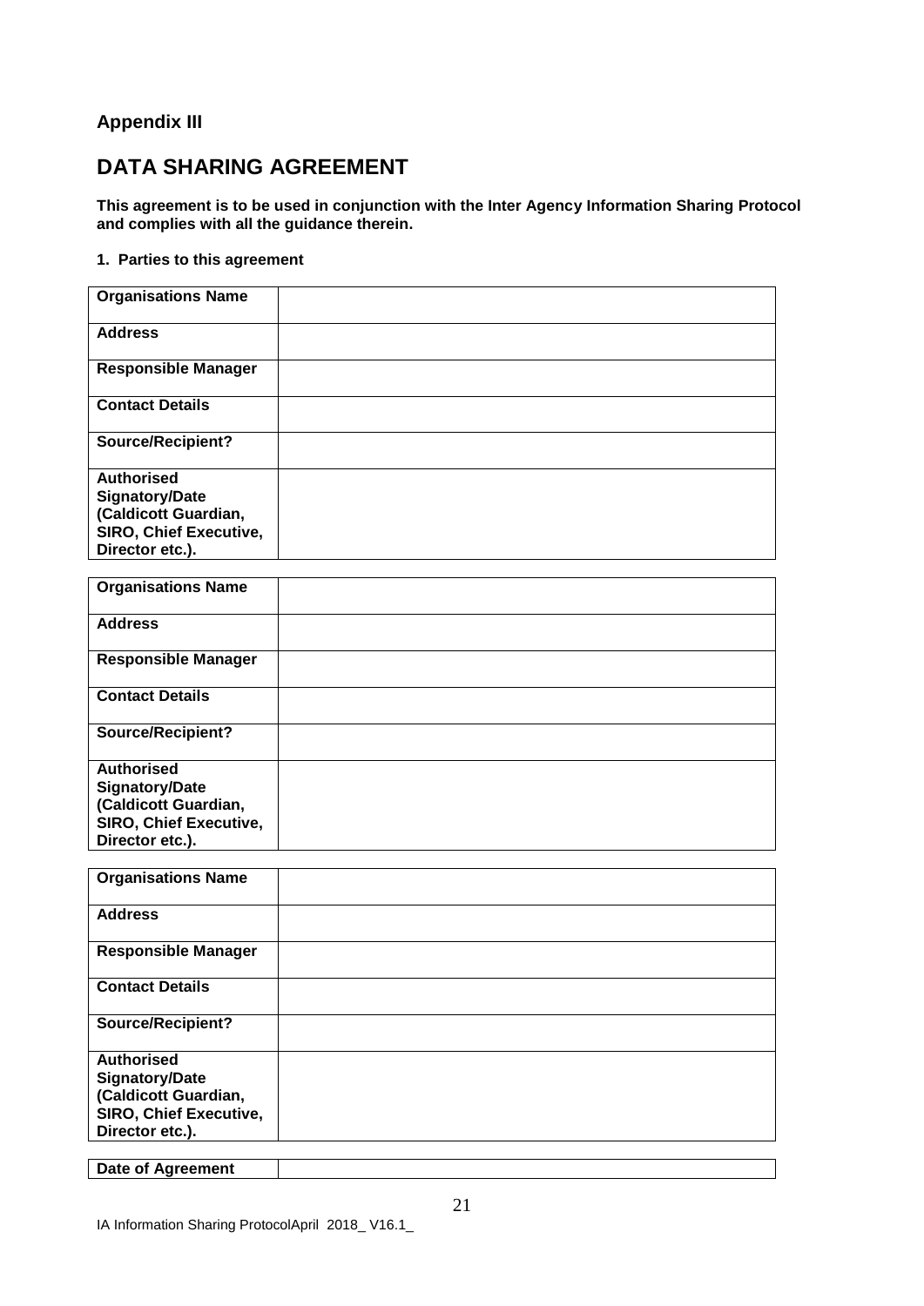## Appendix III

# DATA SHARING AGREEMENT

**This agreement is to be used in conjunction with the Inter Agency Information Sharing Protocol and complies with all the guidance therein.**

**1. Parties to this agreement**

| | |
|---|---|
| **Organisations Name** | |
| **Address** | |
| **Responsible Manager** | |
| **Contact Details** | |
| **Source/Recipient?** | |
| **Authorised Signatory/Date (Caldicott Guardian, SIRO, Chief Executive, Director etc.).** | |

| | |
|---|---|
| **Organisations Name** | |
| **Address** | |
| **Responsible Manager** | |
| **Contact Details** | |
| **Source/Recipient?** | |
| **Authorised Signatory/Date (Caldicott Guardian, SIRO, Chief Executive, Director etc.).** | |

| | |
|---|---|
| **Organisations Name** | |
| **Address** | |
| **Responsible Manager** | |
| **Contact Details** | |
| **Source/Recipient?** | |
| **Authorised Signatory/Date (Caldicott Guardian, SIRO, Chief Executive, Director etc.).** | |

| | |
|---|---|
| **Date of Agreement** | |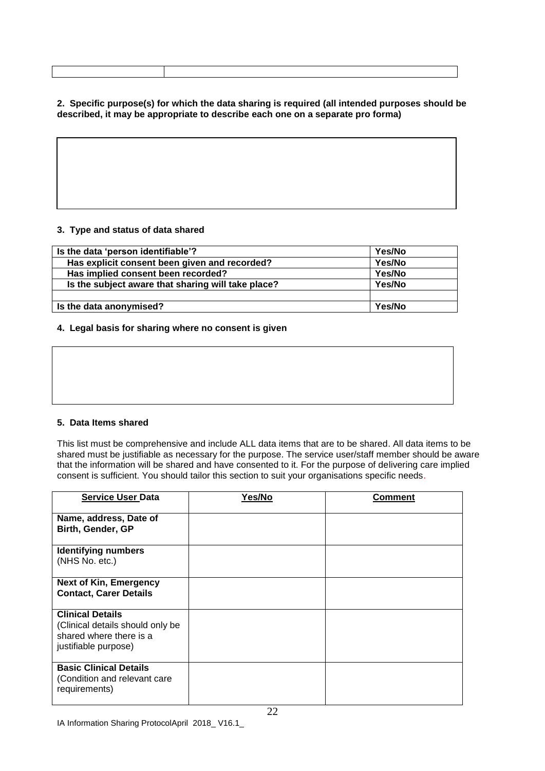| | |
|---|---|
| | |

**2. Specific purpose(s) for which the data sharing is required (all intended purposes should be described, it may be appropriate to describe each one on a separate pro forma)**

| |
|---|
| |

**3. Type and status of data shared**

| Is the data 'person identifiable'? | Yes/No |
|---|---|
| Has explicit consent been given and recorded? | Yes/No |
| Has implied consent been recorded? | Yes/No |
| Is the subject aware that sharing will take place? | Yes/No |
| | |
| Is the data anonymised? | Yes/No |

**4. Legal basis for sharing where no consent is given**

| |
|---|
| |

**5. Data Items shared**

This list must be comprehensive and include ALL data items that are to be shared. All data items to be shared must be justifiable as necessary for the purpose. The service user/staff member should be aware that the information will be shared and have consented to it. For the purpose of delivering care implied consent is sufficient. You should tailor this section to suit your organisations specific needs.

| Service User Data | Yes/No | Comment |
|---|---|---|
| **Name, address, Date of Birth, Gender, GP** | | |
| **Identifying numbers** (NHS No. etc.) | | |
| **Next of Kin, Emergency Contact, Carer Details** | | |
| **Clinical Details** (Clinical details should only be shared where there is a justifiable purpose) | | |
| **Basic Clinical Details** (Condition and relevant care requirements) | | |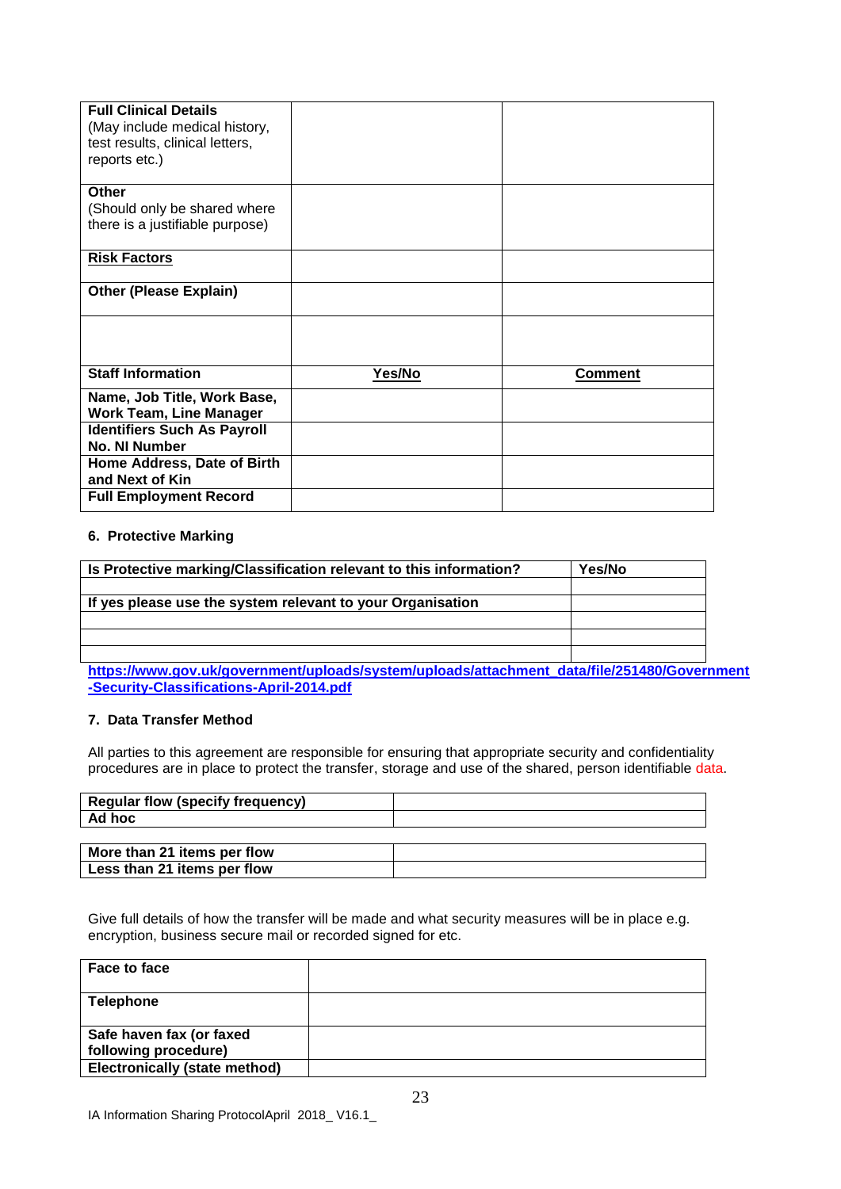| **Full Clinical Details** (May include medical history, test results, clinical letters, reports etc.) | | |
|---|---|---|
| **Other** (Should only be shared where there is a justifiable purpose) | | |
| **Risk Factors** | | |
| **Other (Please Explain)** | | |
| | | |
| **Staff Information** | **Yes/No** | **Comment** |
| **Name, Job Title, Work Base, Work Team, Line Manager** | | |
| **Identifiers Such As Payroll No. NI Number** | | |
| **Home Address, Date of Birth and Next of Kin** | | |
| **Full Employment Record** | | |

## 6. Protective Marking

| **Is Protective marking/Classification relevant to this information?** | **Yes/No** |
|---|---|
| | |
| **If yes please use the system relevant to your Organisation** | |
| | |
| | |
| | |

**https://www.gov.uk/government/uploads/system/uploads/attachment_data/file/251480/Government-Security-Classifications-April-2014.pdf**

## 7. Data Transfer Method

All parties to this agreement are responsible for ensuring that appropriate security and confidentiality procedures are in place to protect the transfer, storage and use of the shared, person identifiable data.

| **Regular flow (specify frequency)** | |
|---|---|
| **Ad hoc** | |

| **More than 21 items per flow** | |
|---|---|
| **Less than 21 items per flow** | |

Give full details of how the transfer will be made and what security measures will be in place e.g. encryption, business secure mail or recorded signed for etc.

| **Face to face** | |
|---|---|
| **Telephone** | |
| **Safe haven fax (or faxed following procedure)** | |
| **Electronically (state method)** | |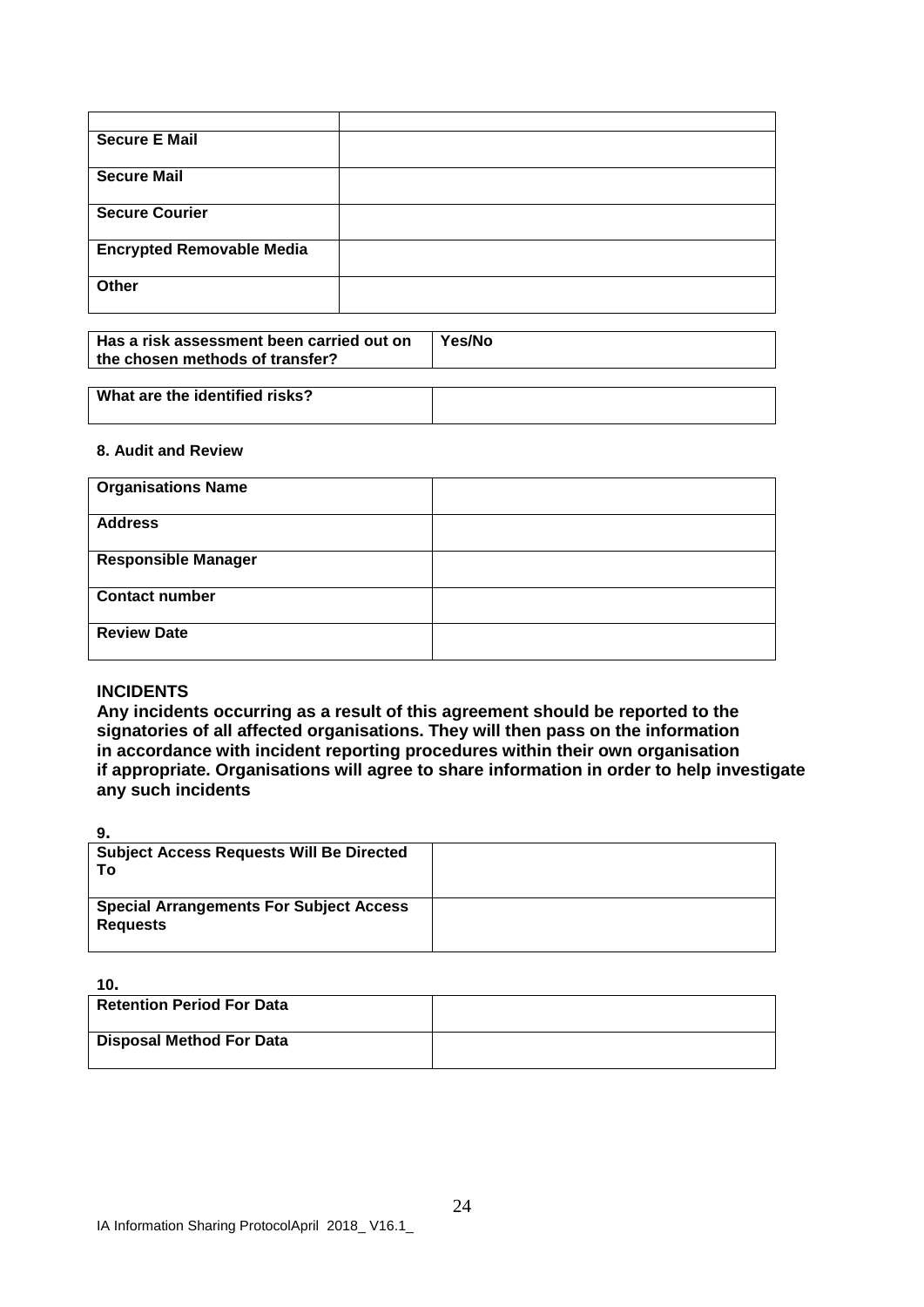| | |
|---|---|
| **Secure E Mail** | |
| **Secure Mail** | |
| **Secure Courier** | |
| **Encrypted Removable Media** | |
| **Other** | |

| | |
|---|---|
| **Has a risk assessment been carried out on the chosen methods of transfer?** | **Yes/No** |

| | |
|---|---|
| **What are the identified risks?** | |

**8. Audit and Review**

| | |
|---|---|
| **Organisations Name** | |
| **Address** | |
| **Responsible Manager** | |
| **Contact number** | |
| **Review Date** | |

**INCIDENTS**

**Any incidents occurring as a result of this agreement should be reported to the signatories of all affected organisations. They will then pass on the information in accordance with incident reporting procedures within their own organisation if appropriate. Organisations will agree to share information in order to help investigate any such incidents**

**9.**

| | |
|---|---|
| **Subject Access Requests Will Be Directed To** | |
| **Special Arrangements For Subject Access Requests** | |

**10.**

| | |
|---|---|
| **Retention Period For Data** | |
| **Disposal Method For Data** | |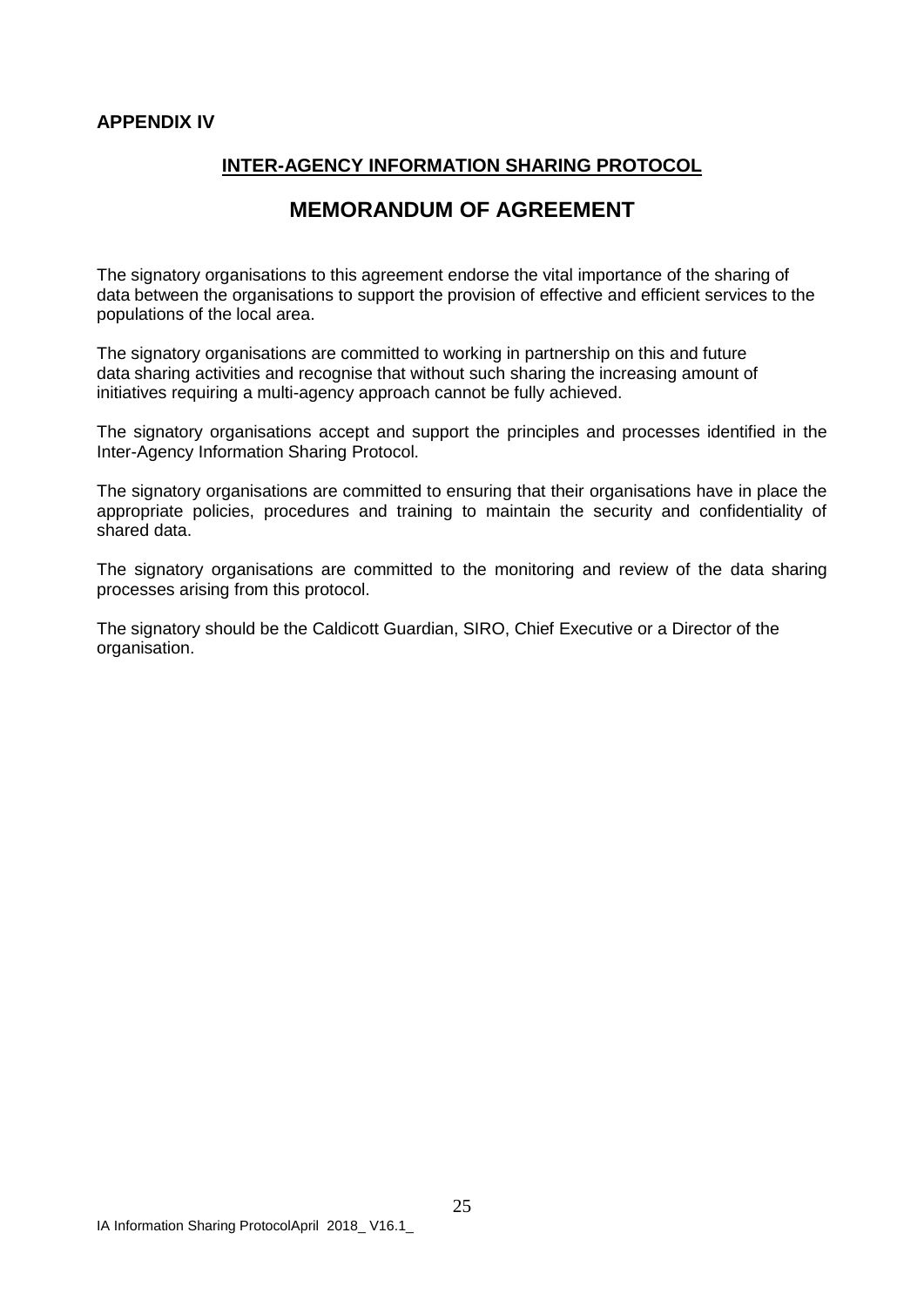**APPENDIX IV**

## INTER-AGENCY INFORMATION SHARING PROTOCOL

# MEMORANDUM OF AGREEMENT

The signatory organisations to this agreement endorse the vital importance of the sharing of data between the organisations to support the provision of effective and efficient services to the populations of the local area.

The signatory organisations are committed to working in partnership on this and future data sharing activities and recognise that without such sharing the increasing amount of initiatives requiring a multi-agency approach cannot be fully achieved.

The signatory organisations accept and support the principles and processes identified in the Inter-Agency Information Sharing Protocol.

The signatory organisations are committed to ensuring that their organisations have in place the appropriate policies, procedures and training to maintain the security and confidentiality of shared data.

The signatory organisations are committed to the monitoring and review of the data sharing processes arising from this protocol.

The signatory should be the Caldicott Guardian, SIRO, Chief Executive or a Director of the organisation.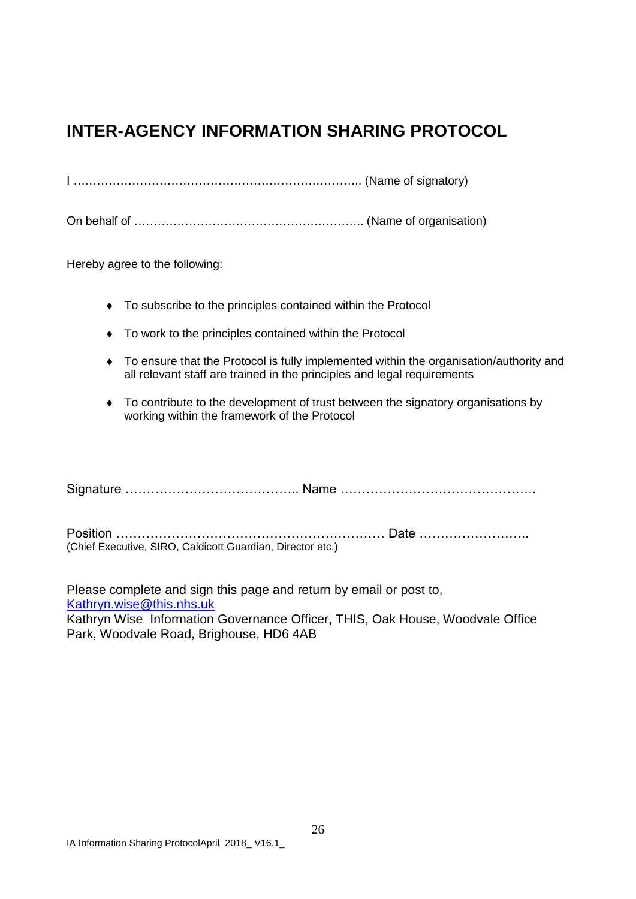# INTER-AGENCY INFORMATION SHARING PROTOCOL

I ……………………………………………………………….. (Name of signatory)

On behalf of ………………………………………………….. (Name of organisation)

Hereby agree to the following:

- To subscribe to the principles contained within the Protocol
- To work to the principles contained within the Protocol
- To ensure that the Protocol is fully implemented within the organisation/authority and all relevant staff are trained in the principles and legal requirements
- To contribute to the development of trust between the signatory organisations by working within the framework of the Protocol

Signature ………………………………….. Name ……………………………………….

Position ……………………………………………………… Date ……………………..
(Chief Executive, SIRO, Caldicott Guardian, Director etc.)

Please complete and sign this page and return by email or post to,
Kathryn.wise@this.nhs.uk
Kathryn Wise Information Governance Officer, THIS, Oak House, Woodvale Office Park, Woodvale Road, Brighouse, HD6 4AB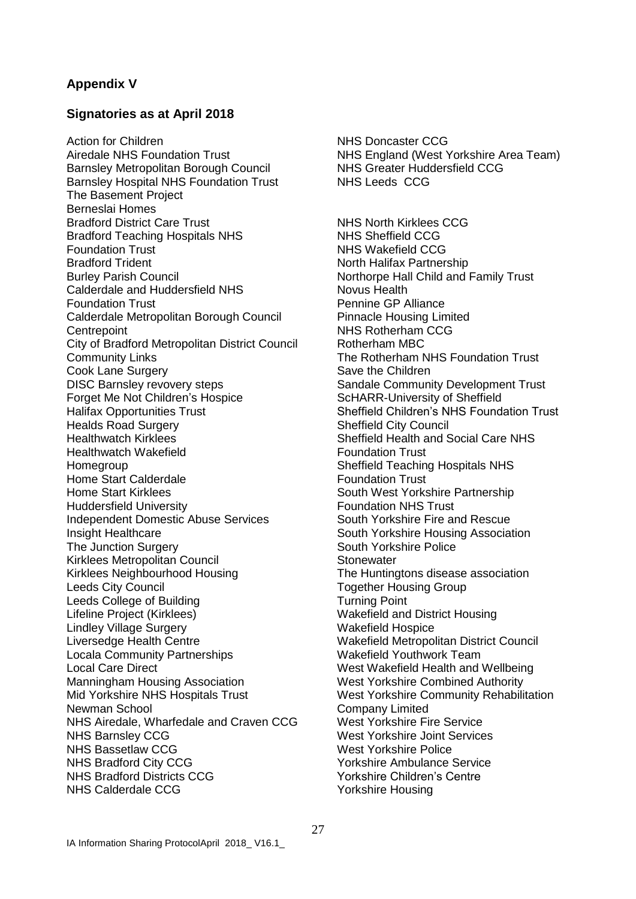## Appendix V

## Signatories as at April 2018

Action for Children
Airedale NHS Foundation Trust
Barnsley Metropolitan Borough Council
Barnsley Hospital NHS Foundation Trust
The Basement Project
Berneslai Homes
Bradford District Care Trust
Bradford Teaching Hospitals NHS Foundation Trust
Bradford Trident
Burley Parish Council
Calderdale and Huddersfield NHS Foundation Trust
Calderdale Metropolitan Borough Council
Centrepoint
City of Bradford Metropolitan District Council
Community Links
Cook Lane Surgery
DISC Barnsley revovery steps
Forget Me Not Children's Hospice
Halifax Opportunities Trust
Healds Road Surgery
Healthwatch Kirklees
Healthwatch Wakefield
Homegroup
Home Start Calderdale
Home Start Kirklees
Huddersfield University
Independent Domestic Abuse Services
Insight Healthcare
The Junction Surgery
Kirklees Metropolitan Council
Kirklees Neighbourhood Housing
Leeds City Council
Leeds College of Building
Lifeline Project (Kirklees)
Lindley Village Surgery
Liversedge Health Centre
Locala Community Partnerships
Local Care Direct
Manningham Housing Association
Mid Yorkshire NHS Hospitals Trust
Newman School
NHS Airedale, Wharfedale and Craven CCG
NHS Barnsley CCG
NHS Bassetlaw CCG
NHS Bradford City CCG
NHS Bradford Districts CCG
NHS Calderdale CCG
NHS Doncaster CCG
NHS England (West Yorkshire Area Team)
NHS Greater Huddersfield CCG
NHS Leeds CCG
NHS North Kirklees CCG
NHS Sheffield CCG
NHS Wakefield CCG
North Halifax Partnership
Northorpe Hall Child and Family Trust
Novus Health
Pennine GP Alliance
Pinnacle Housing Limited
NHS Rotherham CCG
Rotherham MBC
The Rotherham NHS Foundation Trust
Save the Children
Sandale Community Development Trust
ScHARR-University of Sheffield
Sheffield Children's NHS Foundation Trust
Sheffield City Council
Sheffield Health and Social Care NHS Foundation Trust
Sheffield Teaching Hospitals NHS Foundation Trust
South West Yorkshire Partnership Foundation NHS Trust
South Yorkshire Fire and Rescue
South Yorkshire Housing Association
South Yorkshire Police
Stonewater
The Huntingtons disease association
Together Housing Group
Turning Point
Wakefield and District Housing
Wakefield Hospice
Wakefield Metropolitan District Council
Wakefield Youthwork Team
West Wakefield Health and Wellbeing
West Yorkshire Combined Authority
West Yorkshire Community Rehabilitation Company Limited
West Yorkshire Fire Service
West Yorkshire Joint Services
West Yorkshire Police
Yorkshire Ambulance Service
Yorkshire Children's Centre
Yorkshire Housing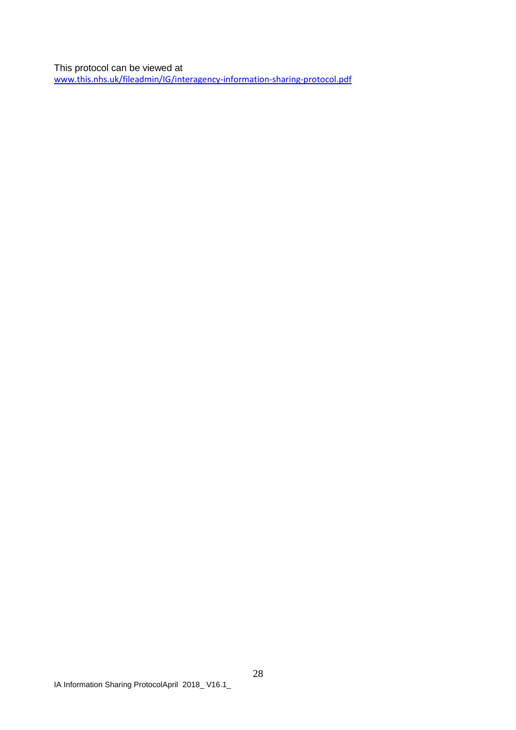This protocol can be viewed at
www.this.nhs.uk/fileadmin/IG/interagency-information-sharing-protocol.pdf